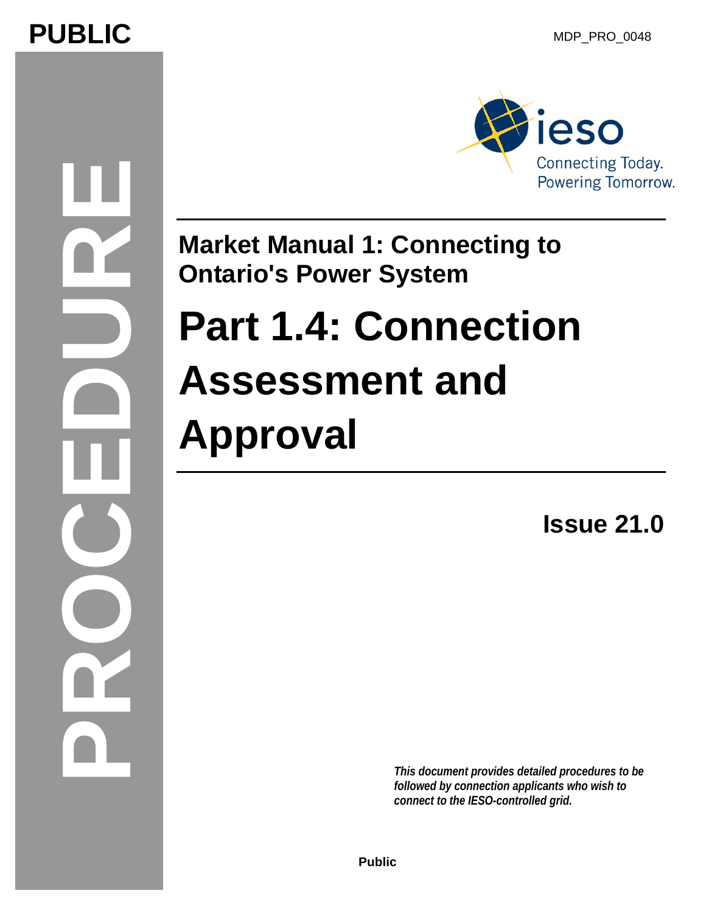PUBLIC

MDP_PRO_0048

PROCEDURE

# Market Manual 1: Connecting to Ontario's Power System

# Part 1.4: Connection Assessment and Approval

**Issue 21.0**

***This document provides detailed procedures to be followed by connection applicants who wish to connect to the IESO-controlled grid.***

**Public**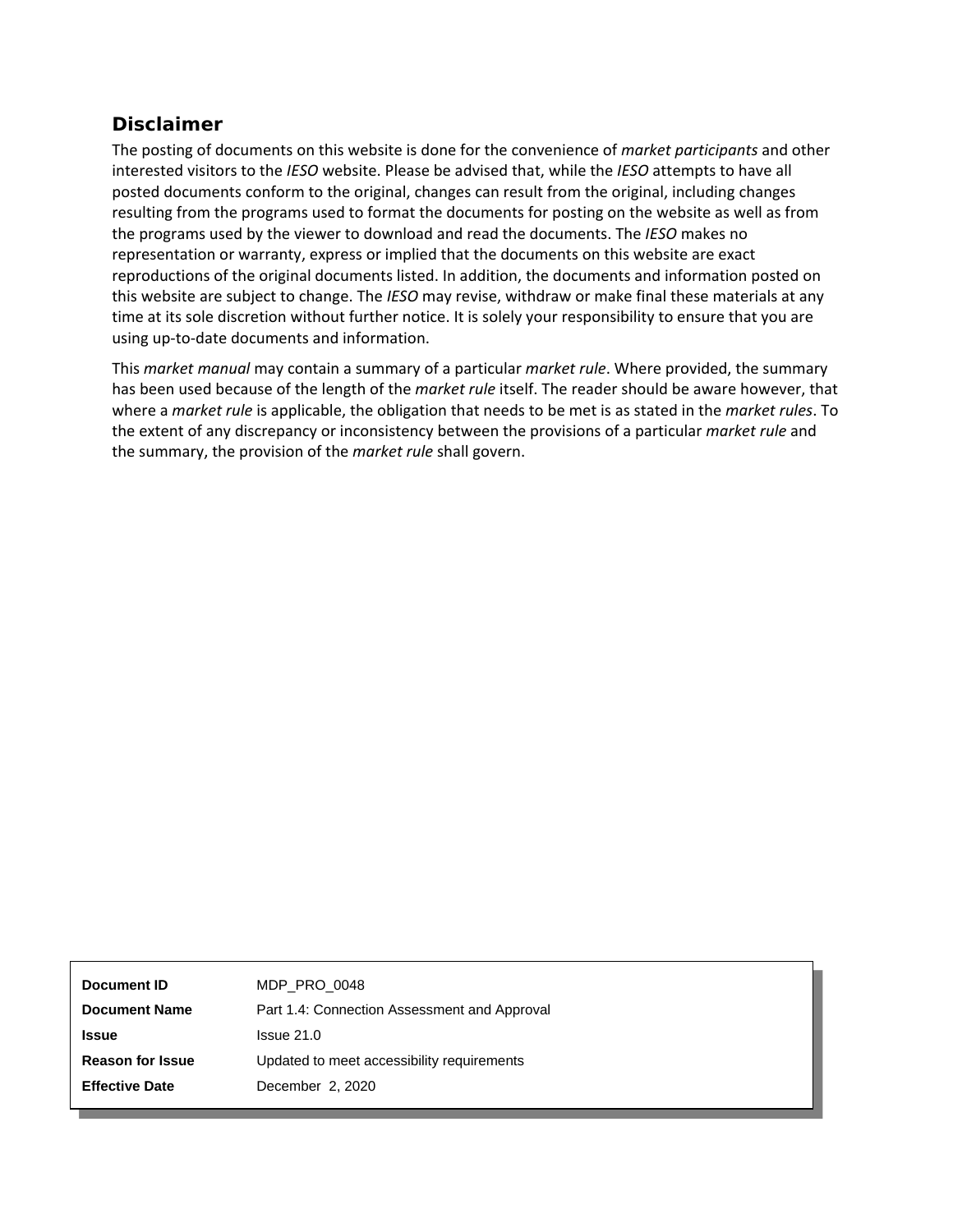## Disclaimer

The posting of documents on this website is done for the convenience of *market participants* and other interested visitors to the *IESO* website. Please be advised that, while the *IESO* attempts to have all posted documents conform to the original, changes can result from the original, including changes resulting from the programs used to format the documents for posting on the website as well as from the programs used by the viewer to download and read the documents. The *IESO* makes no representation or warranty, express or implied that the documents on this website are exact reproductions of the original documents listed. In addition, the documents and information posted on this website are subject to change. The *IESO* may revise, withdraw or make final these materials at any time at its sole discretion without further notice. It is solely your responsibility to ensure that you are using up-to-date documents and information.

This *market manual* may contain a summary of a particular *market rule*. Where provided, the summary has been used because of the length of the *market rule* itself. The reader should be aware however, that where a *market rule* is applicable, the obligation that needs to be met is as stated in the *market rules*. To the extent of any discrepancy or inconsistency between the provisions of a particular *market rule* and the summary, the provision of the *market rule* shall govern.

| | |
|---|---|
| **Document ID** | MDP_PRO_0048 |
| **Document Name** | Part 1.4: Connection Assessment and Approval |
| **Issue** | Issue 21.0 |
| **Reason for Issue** | Updated to meet accessibility requirements |
| **Effective Date** | December 2, 2020 |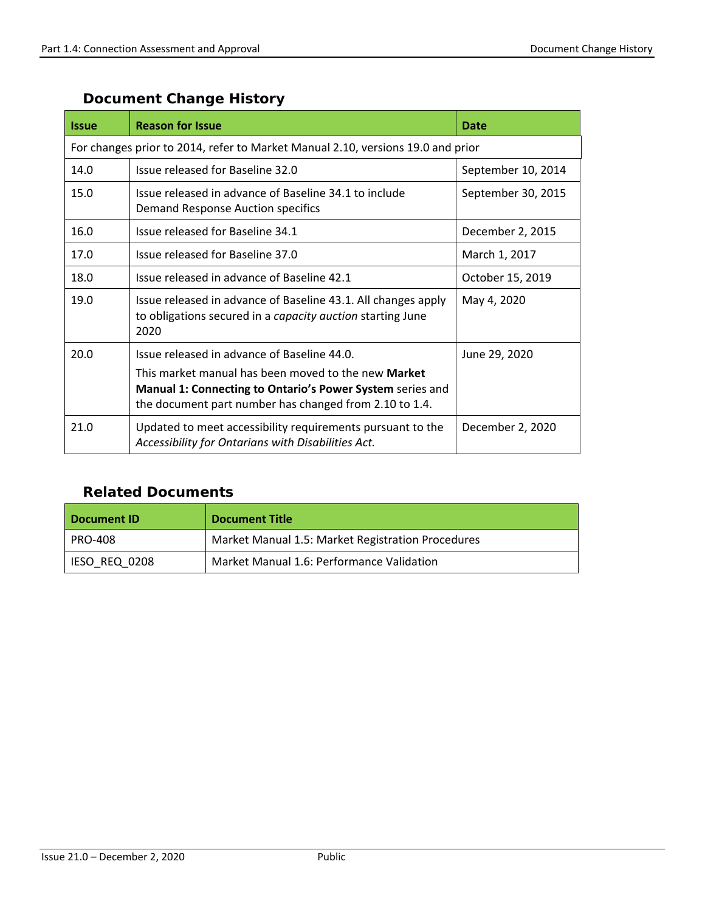## Document Change History

| Issue | Reason for Issue | Date |
|---|---|---|
| For changes prior to 2014, refer to Market Manual 2.10, versions 19.0 and prior | | |
| 14.0 | Issue released for Baseline 32.0 | September 10, 2014 |
| 15.0 | Issue released in advance of Baseline 34.1 to include Demand Response Auction specifics | September 30, 2015 |
| 16.0 | Issue released for Baseline 34.1 | December 2, 2015 |
| 17.0 | Issue released for Baseline 37.0 | March 1, 2017 |
| 18.0 | Issue released in advance of Baseline 42.1 | October 15, 2019 |
| 19.0 | Issue released in advance of Baseline 43.1. All changes apply to obligations secured in a *capacity auction* starting June 2020 | May 4, 2020 |
| 20.0 | Issue released in advance of Baseline 44.0. This market manual has been moved to the new **Market Manual 1: Connecting to Ontario's Power System** series and the document part number has changed from 2.10 to 1.4. | June 29, 2020 |
| 21.0 | Updated to meet accessibility requirements pursuant to the *Accessibility for Ontarians with Disabilities Act.* | December 2, 2020 |

## Related Documents

| Document ID | Document Title |
|---|---|
| PRO-408 | Market Manual 1.5: Market Registration Procedures |
| IESO_REQ_0208 | Market Manual 1.6: Performance Validation |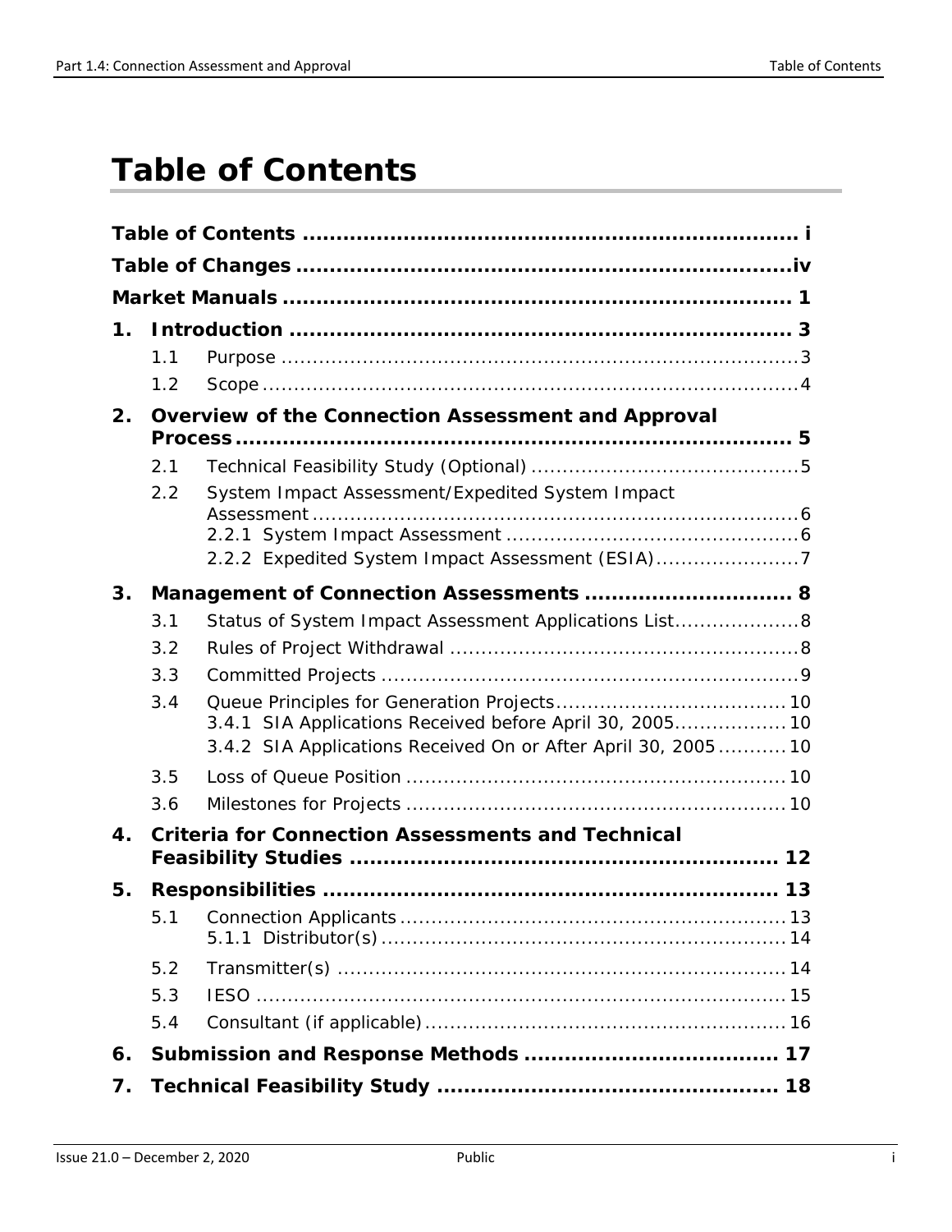# Table of Contents

**Table of Contents** ........................................................................ i

**Table of Changes** ........................................................................iv

**Market Manuals** ........................................................................ 1

**1. Introduction** ........................................................................ 3

- 1.1 Purpose ........................................................................3
- 1.2 Scope ........................................................................4

**2. Overview of the Connection Assessment and Approval Process** ........................................................................ 5

- 2.1 Technical Feasibility Study (Optional) ........................................5
- 2.2 System Impact Assessment/Expedited System Impact Assessment ........................................................................6
  - 2.2.1 System Impact Assessment ........................................6
  - 2.2.2 Expedited System Impact Assessment (ESIA)........................7

**3. Management of Connection Assessments** .............................. 8

- 3.1 Status of System Impact Assessment Applications List....................8
- 3.2 Rules of Project Withdrawal ........................................................8
- 3.3 Committed Projects ........................................................................9
- 3.4 Queue Principles for Generation Projects.....................................10
  - 3.4.1 SIA Applications Received before April 30, 2005..................10
  - 3.4.2 SIA Applications Received On or After April 30, 2005...........10
- 3.5 Loss of Queue Position ........................................................10
- 3.6 Milestones for Projects ........................................................10

**4. Criteria for Connection Assessments and Technical Feasibility Studies** ........................................................ 12

**5. Responsibilities** ........................................................................ 13

- 5.1 Connection Applicants ........................................................13
  - 5.1.1 Distributor(s) ........................................................14
- 5.2 Transmitter(s) ........................................................................14
- 5.3 IESO ........................................................................15
- 5.4 Consultant (if applicable) ........................................................16

**6. Submission and Response Methods** ...................................... 17

**7. Technical Feasibility Study** .................................................. 18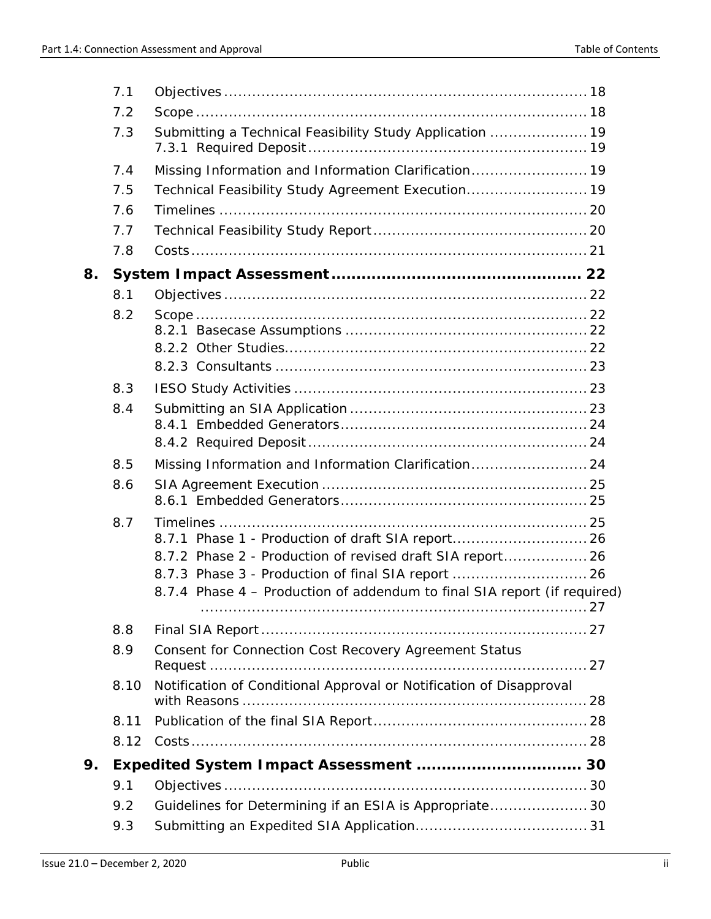| | | |
|---|---|---|
| 7.1 | Objectives | 18 |
| 7.2 | Scope | 18 |
| 7.3 | Submitting a Technical Feasibility Study Application | 19 |
| | 7.3.1 Required Deposit | 19 |
| 7.4 | Missing Information and Information Clarification | 19 |
| 7.5 | Technical Feasibility Study Agreement Execution | 19 |
| 7.6 | Timelines | 20 |
| 7.7 | Technical Feasibility Study Report | 20 |
| 7.8 | Costs | 21 |

**8. System Impact Assessment ........ 22**

| | | |
|---|---|---|
| 8.1 | Objectives | 22 |
| 8.2 | Scope | 22 |
| | 8.2.1 Basecase Assumptions | 22 |
| | 8.2.2 Other Studies | 22 |
| | 8.2.3 Consultants | 23 |
| 8.3 | IESO Study Activities | 23 |
| 8.4 | Submitting an SIA Application | 23 |
| | 8.4.1 Embedded Generators | 24 |
| | 8.4.2 Required Deposit | 24 |
| 8.5 | Missing Information and Information Clarification | 24 |
| 8.6 | SIA Agreement Execution | 25 |
| | 8.6.1 Embedded Generators | 25 |
| 8.7 | Timelines | 25 |
| | 8.7.1 Phase 1 - Production of draft SIA report | 26 |
| | 8.7.2 Phase 2 - Production of revised draft SIA report | 26 |
| | 8.7.3 Phase 3 - Production of final SIA report | 26 |
| | 8.7.4 Phase 4 – Production of addendum to final SIA report (if required) | 27 |
| 8.8 | Final SIA Report | 27 |
| 8.9 | Consent for Connection Cost Recovery Agreement Status Request | 27 |
| 8.10 | Notification of Conditional Approval or Notification of Disapproval with Reasons | 28 |
| 8.11 | Publication of the final SIA Report | 28 |
| 8.12 | Costs | 28 |

**9. Expedited System Impact Assessment ........ 30**

| | | |
|---|---|---|
| 9.1 | Objectives | 30 |
| 9.2 | Guidelines for Determining if an ESIA is Appropriate | 30 |
| 9.3 | Submitting an Expedited SIA Application | 31 |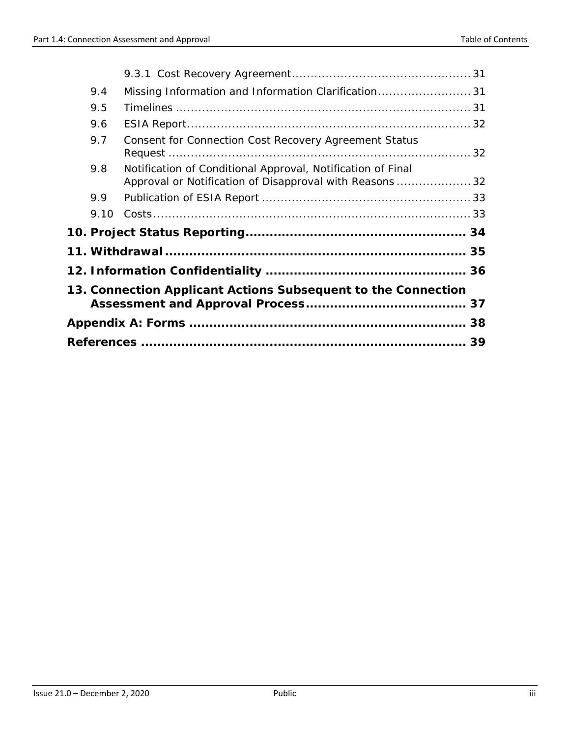- 9.3.1 Cost Recovery Agreement ... 31
- 9.4 Missing Information and Information Clarification ... 31
- 9.5 Timelines ... 31
- 9.6 ESIA Report ... 32
- 9.7 Consent for Connection Cost Recovery Agreement Status Request ... 32
- 9.8 Notification of Conditional Approval, Notification of Final Approval or Notification of Disapproval with Reasons ... 32
- 9.9 Publication of ESIA Report ... 33
- 9.10 Costs ... 33

**10. Project Status Reporting ... 34**

**11. Withdrawal ... 35**

**12. Information Confidentiality ... 36**

**13. Connection Applicant Actions Subsequent to the Connection Assessment and Approval Process ... 37**

**Appendix A: Forms ... 38**

**References ... 39**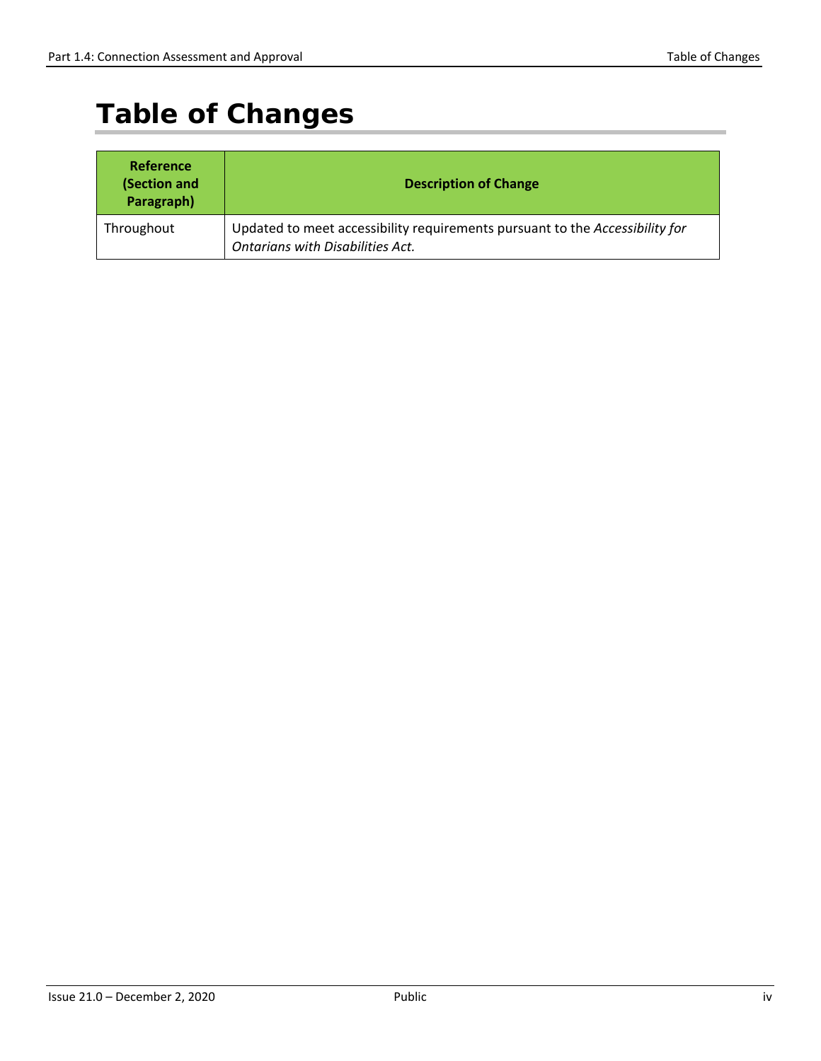# Table of Changes

| Reference (Section and Paragraph) | Description of Change |
| --- | --- |
| Throughout | Updated to meet accessibility requirements pursuant to the *Accessibility for Ontarians with Disabilities Act.* |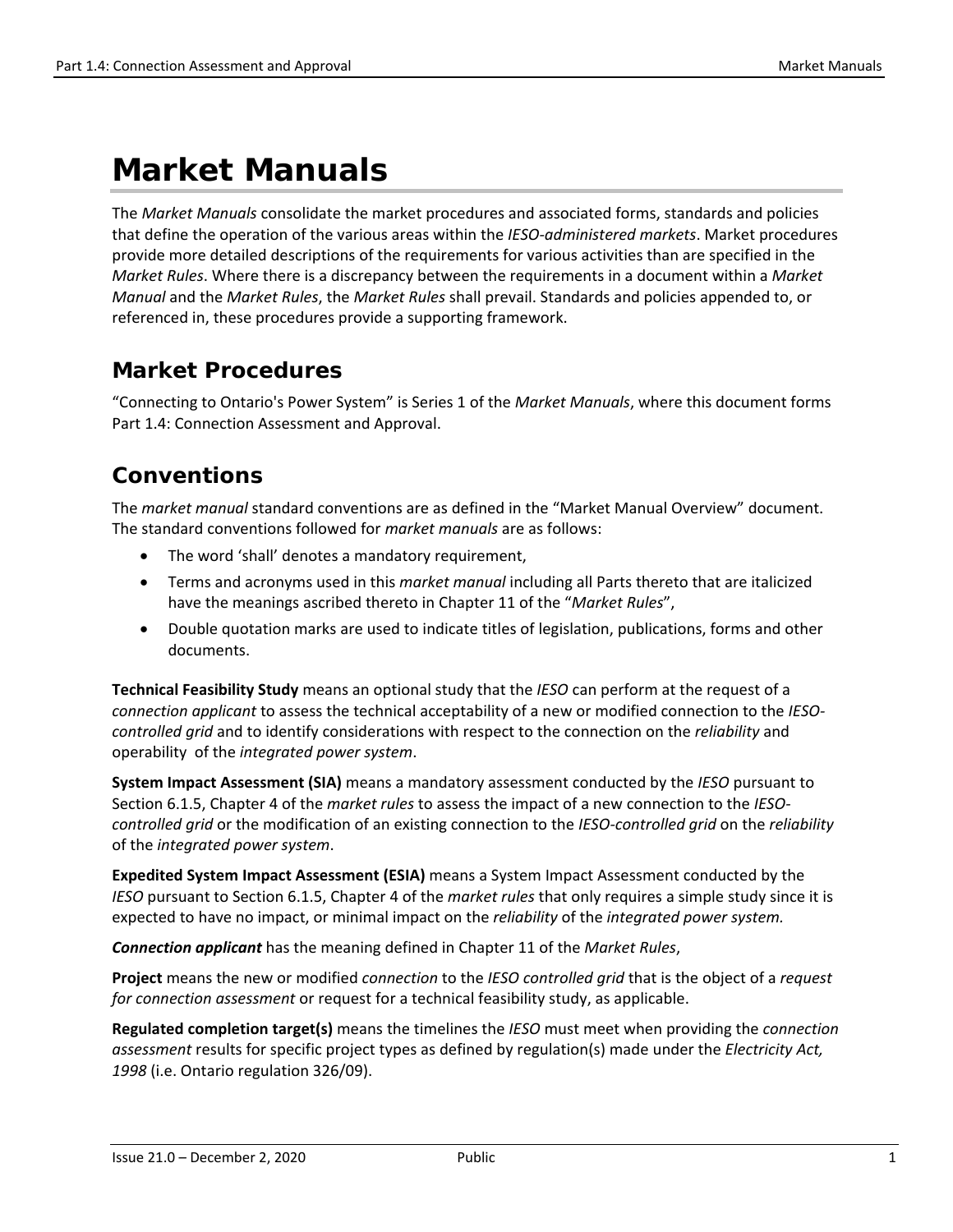# Market Manuals

The *Market Manuals* consolidate the market procedures and associated forms, standards and policies that define the operation of the various areas within the *IESO-administered markets*. Market procedures provide more detailed descriptions of the requirements for various activities than are specified in the *Market Rules*. Where there is a discrepancy between the requirements in a document within a *Market Manual* and the *Market Rules*, the *Market Rules* shall prevail. Standards and policies appended to, or referenced in, these procedures provide a supporting framework.

## Market Procedures

"Connecting to Ontario's Power System" is Series 1 of the *Market Manuals*, where this document forms Part 1.4: Connection Assessment and Approval.

## Conventions

The *market manual* standard conventions are as defined in the "Market Manual Overview" document. The standard conventions followed for *market manuals* are as follows:

- The word 'shall' denotes a mandatory requirement,
- Terms and acronyms used in this *market manual* including all Parts thereto that are italicized have the meanings ascribed thereto in Chapter 11 of the "*Market Rules*",
- Double quotation marks are used to indicate titles of legislation, publications, forms and other documents.

**Technical Feasibility Study** means an optional study that the *IESO* can perform at the request of a *connection applicant* to assess the technical acceptability of a new or modified connection to the *IESO-controlled grid* and to identify considerations with respect to the connection on the *reliability* and operability of the *integrated power system*.

**System Impact Assessment (SIA)** means a mandatory assessment conducted by the *IESO* pursuant to Section 6.1.5, Chapter 4 of the *market rules* to assess the impact of a new connection to the *IESO-controlled grid* or the modification of an existing connection to the *IESO-controlled grid* on the *reliability* of the *integrated power system*.

**Expedited System Impact Assessment (ESIA)** means a System Impact Assessment conducted by the *IESO* pursuant to Section 6.1.5, Chapter 4 of the *market rules* that only requires a simple study since it is expected to have no impact, or minimal impact on the *reliability* of the *integrated power system.*

***Connection applicant*** has the meaning defined in Chapter 11 of the *Market Rules*,

**Project** means the new or modified *connection* to the *IESO controlled grid* that is the object of a *request for connection assessment* or request for a technical feasibility study, as applicable.

**Regulated completion target(s)** means the timelines the *IESO* must meet when providing the *connection assessment* results for specific project types as defined by regulation(s) made under the *Electricity Act, 1998* (i.e. Ontario regulation 326/09).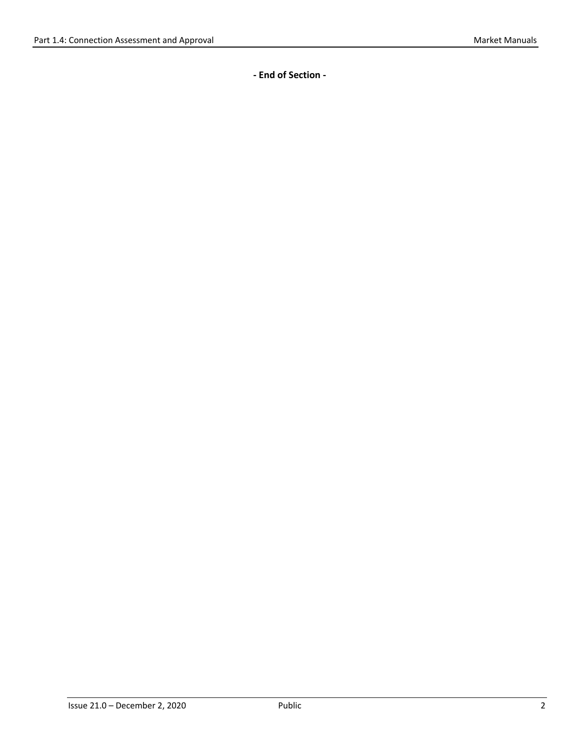**- End of Section -**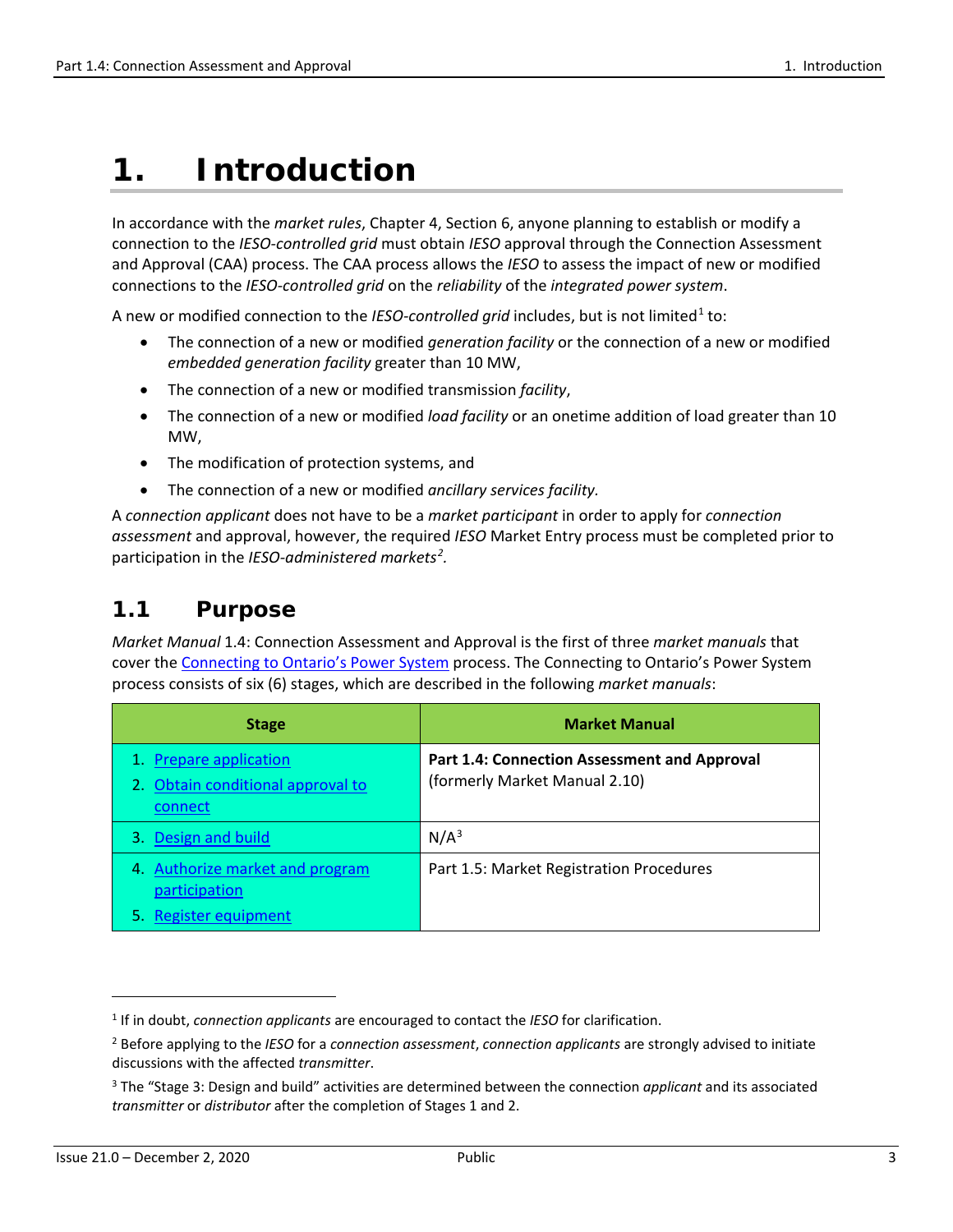# 1. Introduction

In accordance with the *market rules*, Chapter 4, Section 6, anyone planning to establish or modify a connection to the *IESO-controlled grid* must obtain *IESO* approval through the Connection Assessment and Approval (CAA) process. The CAA process allows the *IESO* to assess the impact of new or modified connections to the *IESO-controlled grid* on the *reliability* of the *integrated power system*.

A new or modified connection to the *IESO-controlled grid* includes, but is not limited[1] to:

- The connection of a new or modified *generation facility* or the connection of a new or modified *embedded generation facility* greater than 10 MW,
- The connection of a new or modified transmission *facility*,
- The connection of a new or modified *load facility* or an onetime addition of load greater than 10 MW,
- The modification of protection systems, and
- The connection of a new or modified *ancillary services facility*.

A *connection applicant* does not have to be a *market participant* in order to apply for *connection assessment* and approval, however, the required *IESO* Market Entry process must be completed prior to participation in the *IESO-administered markets*[2].

## 1.1 Purpose

*Market Manual* 1.4: Connection Assessment and Approval is the first of three *market manuals* that cover the [Connecting to Ontario's Power System]() process. The Connecting to Ontario's Power System process consists of six (6) stages, which are described in the following *market manuals*:

| Stage | Market Manual |
|---|---|
| 1. [Prepare application]()<br>2. [Obtain conditional approval to connect]() | **Part 1.4: Connection Assessment and Approval** (formerly Market Manual 2.10) |
| 3. [Design and build]() | N/A[3] |
| 4. [Authorize market and program participation]()<br>5. [Register equipment]() | Part 1.5: Market Registration Procedures |

[1] If in doubt, *connection applicants* are encouraged to contact the *IESO* for clarification.

[2] Before applying to the *IESO* for a *connection assessment*, *connection applicants* are strongly advised to initiate discussions with the affected *transmitter*.

[3] The "Stage 3: Design and build" activities are determined between the connection *applicant* and its associated *transmitter* or *distributor* after the completion of Stages 1 and 2.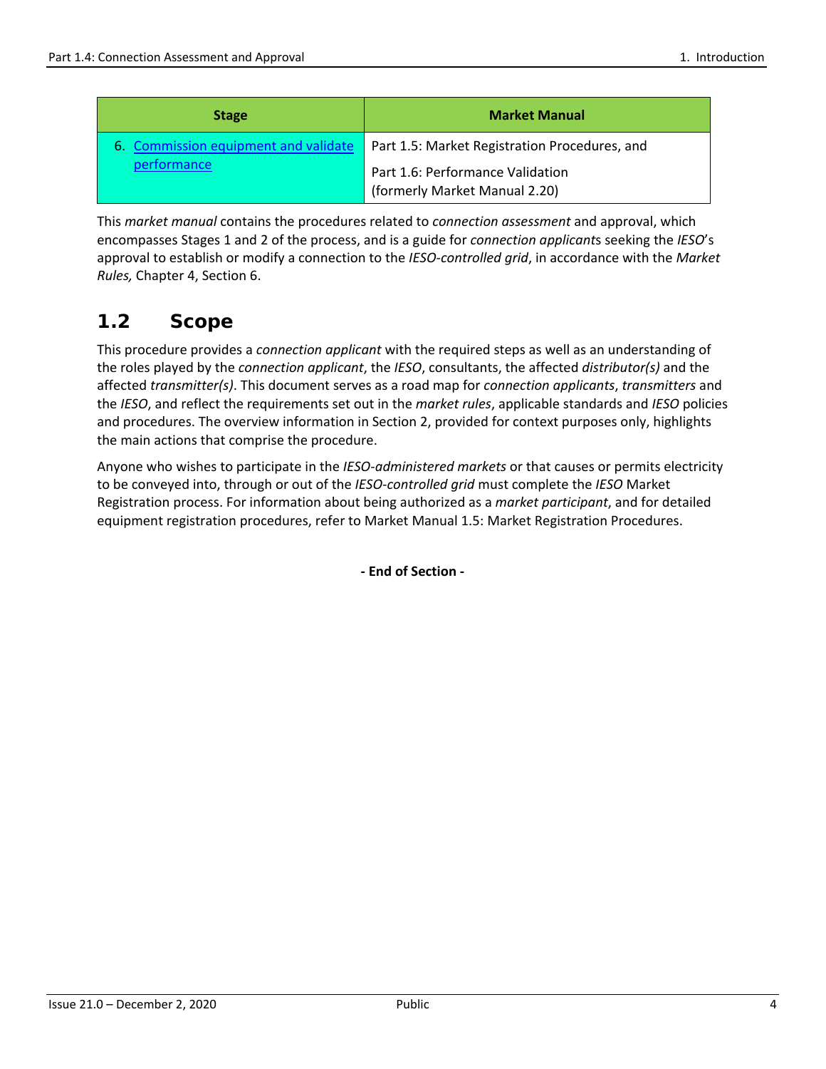| Stage | Market Manual |
| --- | --- |
| 6. [Commission equipment and validate performance]() | Part 1.5: Market Registration Procedures, and<br><br>Part 1.6: Performance Validation (formerly Market Manual 2.20) |

This *market manual* contains the procedures related to *connection assessment* and approval, which encompasses Stages 1 and 2 of the process, and is a guide for *connection applicant*s seeking the *IESO*'s approval to establish or modify a connection to the *IESO-controlled grid*, in accordance with the *Market Rules,* Chapter 4, Section 6.

## 1.2 Scope

This procedure provides a *connection applicant* with the required steps as well as an understanding of the roles played by the *connection applicant*, the *IESO*, consultants, the affected *distributor(s)* and the affected *transmitter(s)*. This document serves as a road map for *connection applicants*, *transmitters* and the *IESO*, and reflect the requirements set out in the *market rules*, applicable standards and *IESO* policies and procedures. The overview information in Section 2, provided for context purposes only, highlights the main actions that comprise the procedure.

Anyone who wishes to participate in the *IESO-administered markets* or that causes or permits electricity to be conveyed into, through or out of the *IESO-controlled grid* must complete the *IESO* Market Registration process. For information about being authorized as a *market participant*, and for detailed equipment registration procedures, refer to Market Manual 1.5: Market Registration Procedures.

**- End of Section -**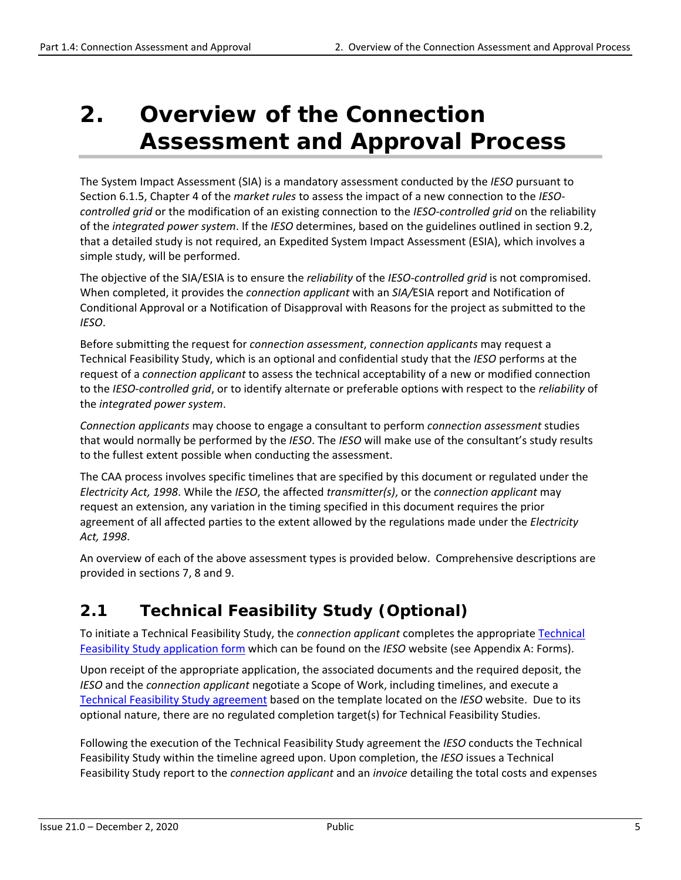# 2. Overview of the Connection Assessment and Approval Process

The System Impact Assessment (SIA) is a mandatory assessment conducted by the *IESO* pursuant to Section 6.1.5, Chapter 4 of the *market rules* to assess the impact of a new connection to the *IESO-controlled grid* or the modification of an existing connection to the *IESO-controlled grid* on the reliability of the *integrated power system*. If the *IESO* determines, based on the guidelines outlined in section 9.2, that a detailed study is not required, an Expedited System Impact Assessment (ESIA), which involves a simple study, will be performed.

The objective of the SIA/ESIA is to ensure the *reliability* of the *IESO-controlled grid* is not compromised. When completed, it provides the *connection applicant* with an *SIA/*ESIA report and Notification of Conditional Approval or a Notification of Disapproval with Reasons for the project as submitted to the *IESO*.

Before submitting the request for *connection assessment*, *connection applicants* may request a Technical Feasibility Study, which is an optional and confidential study that the *IESO* performs at the request of a *connection applicant* to assess the technical acceptability of a new or modified connection to the *IESO-controlled grid*, or to identify alternate or preferable options with respect to the *reliability* of the *integrated power system*.

*Connection applicants* may choose to engage a consultant to perform *connection assessment* studies that would normally be performed by the *IESO*. The *IESO* will make use of the consultant's study results to the fullest extent possible when conducting the assessment.

The CAA process involves specific timelines that are specified by this document or regulated under the *Electricity Act, 1998*. While the *IESO*, the affected *transmitter(s)*, or the *connection applicant* may request an extension, any variation in the timing specified in this document requires the prior agreement of all affected parties to the extent allowed by the regulations made under the *Electricity Act, 1998*.

An overview of each of the above assessment types is provided below. Comprehensive descriptions are provided in sections 7, 8 and 9.

## 2.1 Technical Feasibility Study (Optional)

To initiate a Technical Feasibility Study, the *connection applicant* completes the appropriate Technical Feasibility Study application form which can be found on the *IESO* website (see Appendix A: Forms).

Upon receipt of the appropriate application, the associated documents and the required deposit, the *IESO* and the *connection applicant* negotiate a Scope of Work, including timelines, and execute a Technical Feasibility Study agreement based on the template located on the *IESO* website. Due to its optional nature, there are no regulated completion target(s) for Technical Feasibility Studies.

Following the execution of the Technical Feasibility Study agreement the *IESO* conducts the Technical Feasibility Study within the timeline agreed upon. Upon completion, the *IESO* issues a Technical Feasibility Study report to the *connection applicant* and an *invoice* detailing the total costs and expenses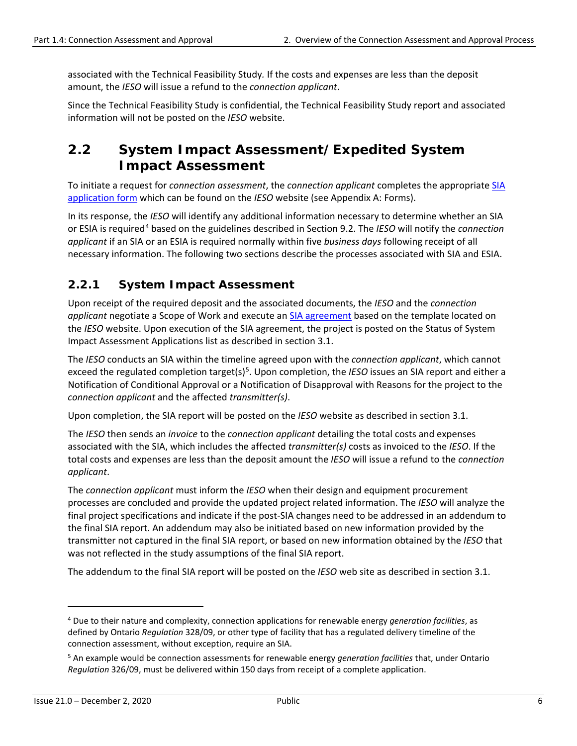associated with the Technical Feasibility Study. If the costs and expenses are less than the deposit amount, the *IESO* will issue a refund to the *connection applicant*.

Since the Technical Feasibility Study is confidential, the Technical Feasibility Study report and associated information will not be posted on the *IESO* website.

## 2.2 System Impact Assessment/Expedited System Impact Assessment

To initiate a request for *connection assessment*, the *connection applicant* completes the appropriate SIA application form which can be found on the *IESO* website (see Appendix A: Forms).

In its response, the *IESO* will identify any additional information necessary to determine whether an SIA or ESIA is required[4] based on the guidelines described in Section 9.2. The *IESO* will notify the *connection applicant* if an SIA or an ESIA is required normally within five *business days* following receipt of all necessary information. The following two sections describe the processes associated with SIA and ESIA.

### 2.2.1 System Impact Assessment

Upon receipt of the required deposit and the associated documents, the *IESO* and the *connection applicant* negotiate a Scope of Work and execute an SIA agreement based on the template located on the *IESO* website. Upon execution of the SIA agreement, the project is posted on the Status of System Impact Assessment Applications list as described in section 3.1.

The *IESO* conducts an SIA within the timeline agreed upon with the *connection applicant*, which cannot exceed the regulated completion target(s)[5]. Upon completion, the *IESO* issues an SIA report and either a Notification of Conditional Approval or a Notification of Disapproval with Reasons for the project to the *connection applicant* and the affected *transmitter(s)*.

Upon completion, the SIA report will be posted on the *IESO* website as described in section 3.1.

The *IESO* then sends an *invoice* to the *connection applicant* detailing the total costs and expenses associated with the SIA, which includes the affected *transmitter(s)* costs as invoiced to the *IESO*. If the total costs and expenses are less than the deposit amount the *IESO* will issue a refund to the *connection applicant*.

The *connection applicant* must inform the *IESO* when their design and equipment procurement processes are concluded and provide the updated project related information. The *IESO* will analyze the final project specifications and indicate if the post-SIA changes need to be addressed in an addendum to the final SIA report. An addendum may also be initiated based on new information provided by the transmitter not captured in the final SIA report, or based on new information obtained by the *IESO* that was not reflected in the study assumptions of the final SIA report.

The addendum to the final SIA report will be posted on the *IESO* web site as described in section 3.1.

---

[4] Due to their nature and complexity, connection applications for renewable energy *generation facilities*, as defined by Ontario *Regulation* 328/09, or other type of facility that has a regulated delivery timeline of the connection assessment, without exception, require an SIA.

[5] An example would be connection assessments for renewable energy *generation facilities* that, under Ontario *Regulation* 326/09, must be delivered within 150 days from receipt of a complete application.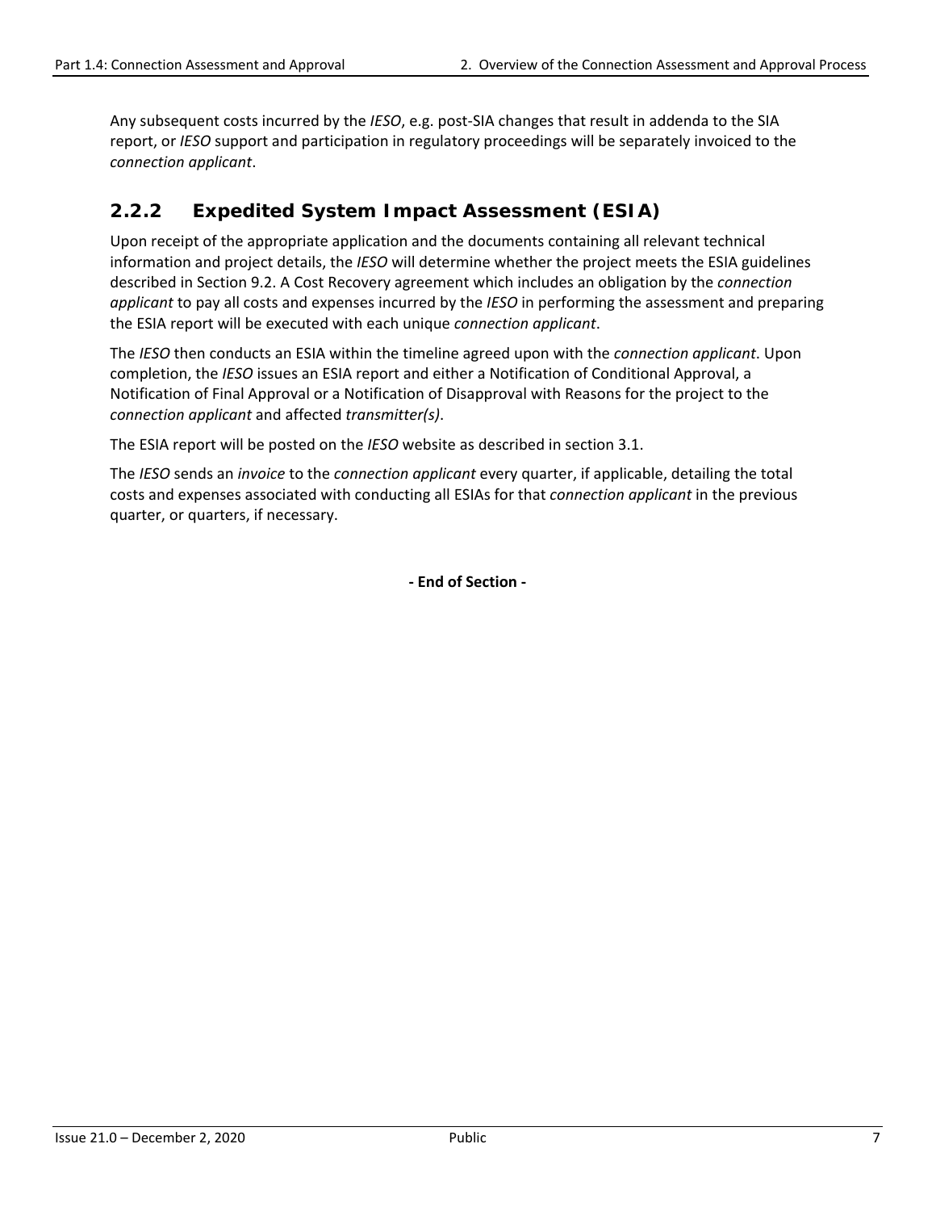Any subsequent costs incurred by the *IESO*, e.g. post-SIA changes that result in addenda to the SIA report, or *IESO* support and participation in regulatory proceedings will be separately invoiced to the *connection applicant*.

### 2.2.2 Expedited System Impact Assessment (ESIA)

Upon receipt of the appropriate application and the documents containing all relevant technical information and project details, the *IESO* will determine whether the project meets the ESIA guidelines described in Section 9.2. A Cost Recovery agreement which includes an obligation by the *connection applicant* to pay all costs and expenses incurred by the *IESO* in performing the assessment and preparing the ESIA report will be executed with each unique *connection applicant*.

The *IESO* then conducts an ESIA within the timeline agreed upon with the *connection applicant*. Upon completion, the *IESO* issues an ESIA report and either a Notification of Conditional Approval, a Notification of Final Approval or a Notification of Disapproval with Reasons for the project to the *connection applicant* and affected *transmitter(s)*.

The ESIA report will be posted on the *IESO* website as described in section 3.1.

The *IESO* sends an *invoice* to the *connection applicant* every quarter, if applicable, detailing the total costs and expenses associated with conducting all ESIAs for that *connection applicant* in the previous quarter, or quarters, if necessary.

**- End of Section -**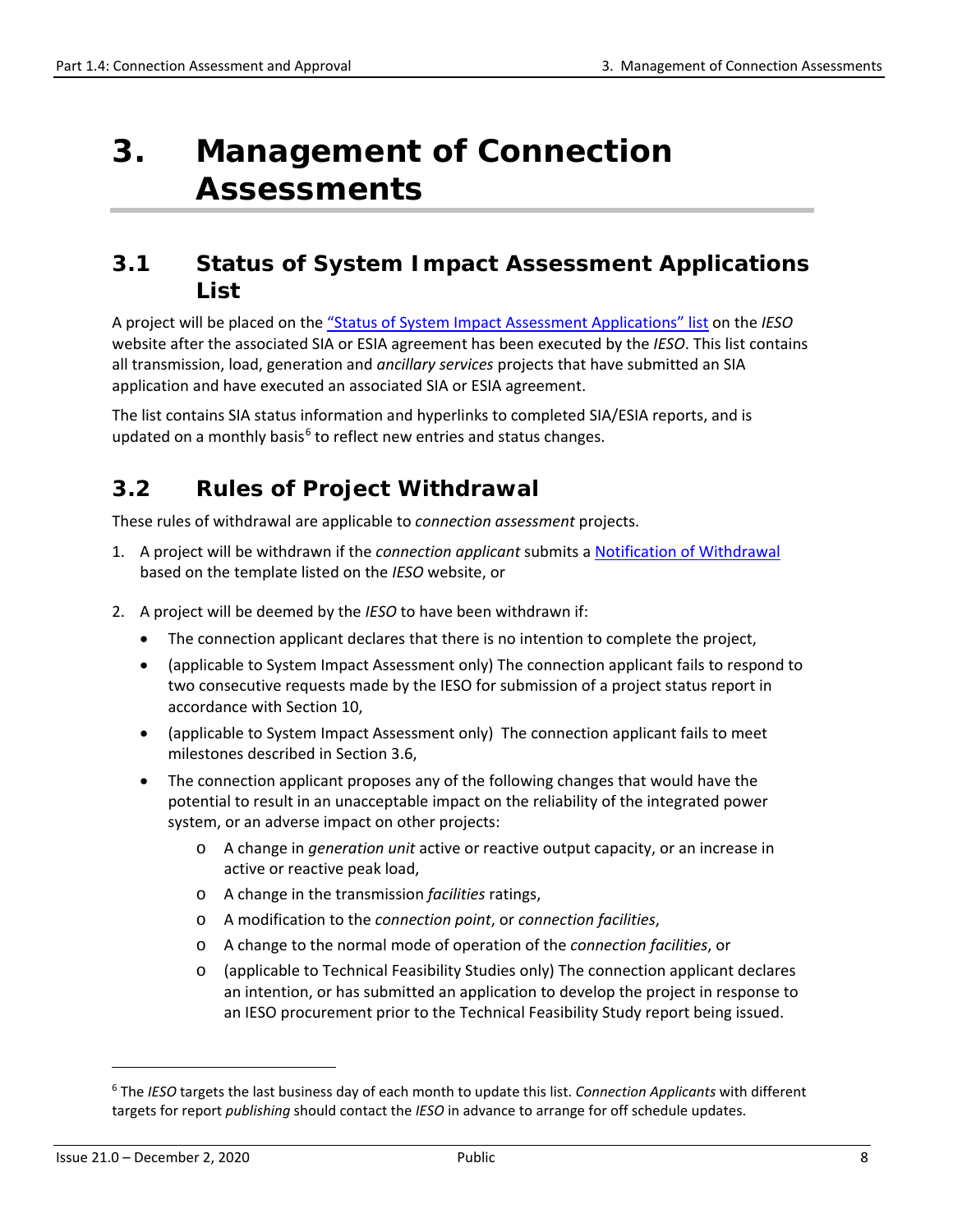# 3. Management of Connection Assessments

## 3.1 Status of System Impact Assessment Applications List

A project will be placed on the "Status of System Impact Assessment Applications" list on the *IESO* website after the associated SIA or ESIA agreement has been executed by the *IESO*. This list contains all transmission, load, generation and *ancillary services* projects that have submitted an SIA application and have executed an associated SIA or ESIA agreement.

The list contains SIA status information and hyperlinks to completed SIA/ESIA reports, and is updated on a monthly basis[6] to reflect new entries and status changes.

## 3.2 Rules of Project Withdrawal

These rules of withdrawal are applicable to *connection assessment* projects.

1. A project will be withdrawn if the *connection applicant* submits a Notification of Withdrawal based on the template listed on the *IESO* website, or

2. A project will be deemed by the *IESO* to have been withdrawn if:
   - The connection applicant declares that there is no intention to complete the project,
   - (applicable to System Impact Assessment only) The connection applicant fails to respond to two consecutive requests made by the IESO for submission of a project status report in accordance with Section 10,
   - (applicable to System Impact Assessment only) The connection applicant fails to meet milestones described in Section 3.6,
   - The connection applicant proposes any of the following changes that would have the potential to result in an unacceptable impact on the reliability of the integrated power system, or an adverse impact on other projects:
     - A change in *generation unit* active or reactive output capacity, or an increase in active or reactive peak load,
     - A change in the transmission *facilities* ratings,
     - A modification to the *connection point*, or *connection facilities*,
     - A change to the normal mode of operation of the *connection facilities*, or
     - (applicable to Technical Feasibility Studies only) The connection applicant declares an intention, or has submitted an application to develop the project in response to an IESO procurement prior to the Technical Feasibility Study report being issued.

---

[6] The *IESO* targets the last business day of each month to update this list. *Connection Applicants* with different targets for report *publishing* should contact the *IESO* in advance to arrange for off schedule updates.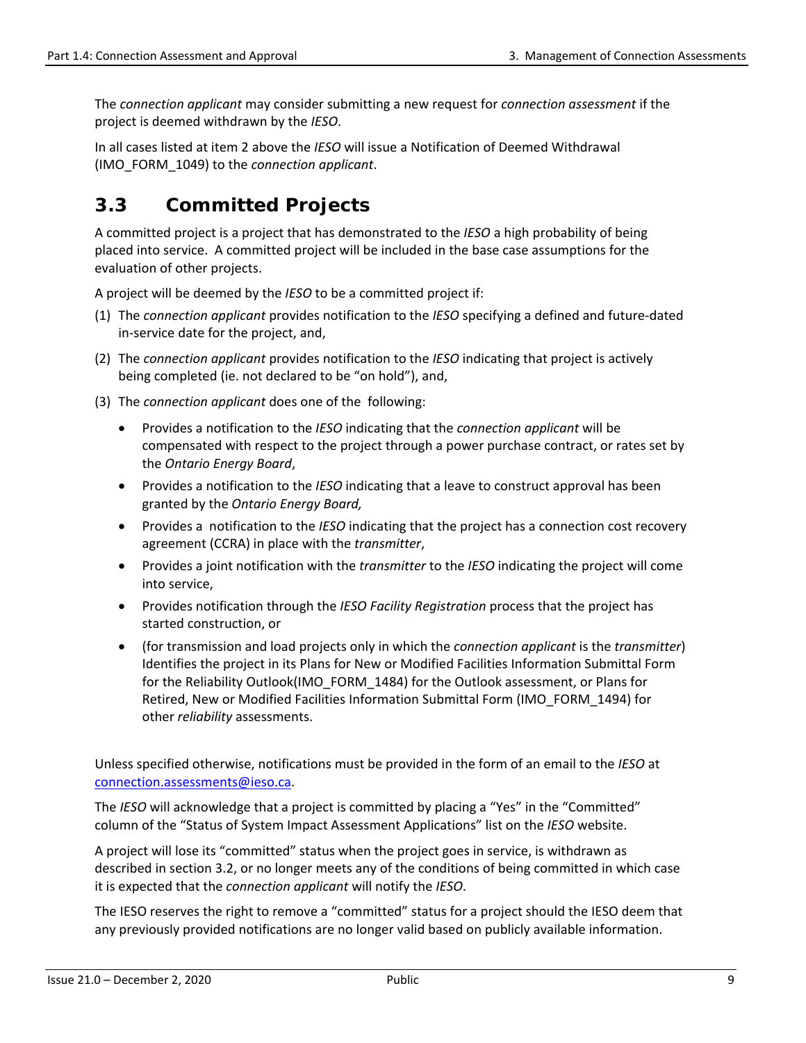The *connection applicant* may consider submitting a new request for *connection assessment* if the project is deemed withdrawn by the *IESO*.

In all cases listed at item 2 above the *IESO* will issue a Notification of Deemed Withdrawal (IMO_FORM_1049) to the *connection applicant*.

## 3.3 Committed Projects

A committed project is a project that has demonstrated to the *IESO* a high probability of being placed into service. A committed project will be included in the base case assumptions for the evaluation of other projects.

A project will be deemed by the *IESO* to be a committed project if:

(1) The *connection applicant* provides notification to the *IESO* specifying a defined and future-dated in-service date for the project, and,

(2) The *connection applicant* provides notification to the *IESO* indicating that project is actively being completed (ie. not declared to be "on hold"), and,

(3) The *connection applicant* does one of the following:

- Provides a notification to the *IESO* indicating that the *connection applicant* will be compensated with respect to the project through a power purchase contract, or rates set by the *Ontario Energy Board*,
- Provides a notification to the *IESO* indicating that a leave to construct approval has been granted by the *Ontario Energy Board,*
- Provides a notification to the *IESO* indicating that the project has a connection cost recovery agreement (CCRA) in place with the *transmitter*,
- Provides a joint notification with the *transmitter* to the *IESO* indicating the project will come into service,
- Provides notification through the *IESO Facility Registration* process that the project has started construction, or
- (for transmission and load projects only in which the *connection applicant* is the *transmitter*) Identifies the project in its Plans for New or Modified Facilities Information Submittal Form for the Reliability Outlook(IMO_FORM_1484) for the Outlook assessment, or Plans for Retired, New or Modified Facilities Information Submittal Form (IMO_FORM_1494) for other *reliability* assessments.

Unless specified otherwise, notifications must be provided in the form of an email to the *IESO* at [connection.assessments@ieso.ca](mailto:connection.assessments@ieso.ca).

The *IESO* will acknowledge that a project is committed by placing a "Yes" in the "Committed" column of the "Status of System Impact Assessment Applications" list on the *IESO* website.

A project will lose its "committed" status when the project goes in service, is withdrawn as described in section 3.2, or no longer meets any of the conditions of being committed in which case it is expected that the *connection applicant* will notify the *IESO*.

The IESO reserves the right to remove a "committed" status for a project should the IESO deem that any previously provided notifications are no longer valid based on publicly available information.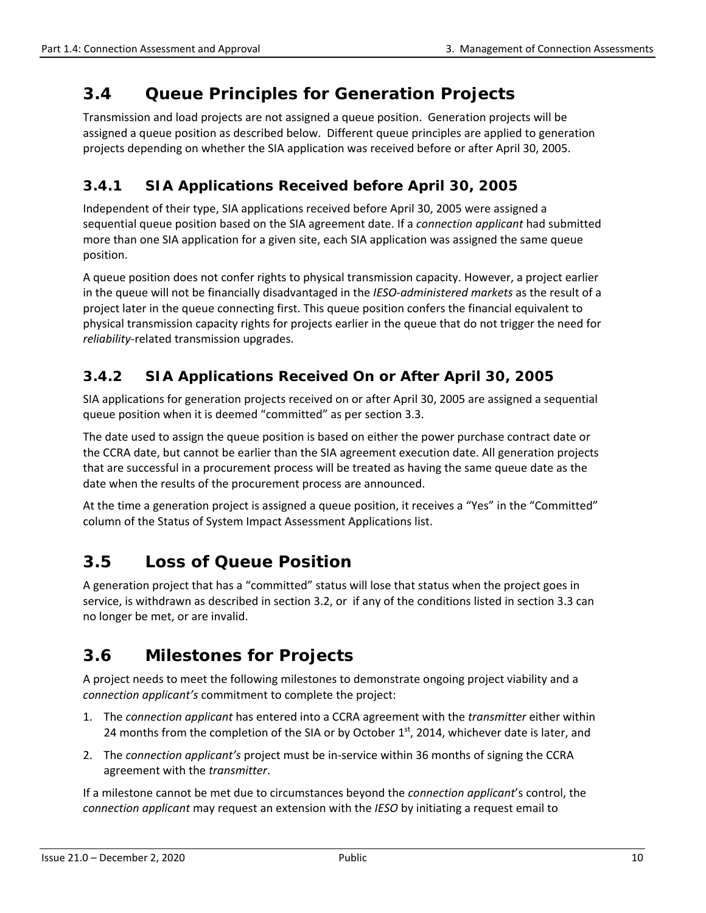## 3.4 Queue Principles for Generation Projects

Transmission and load projects are not assigned a queue position. Generation projects will be assigned a queue position as described below. Different queue principles are applied to generation projects depending on whether the SIA application was received before or after April 30, 2005.

### 3.4.1 SIA Applications Received before April 30, 2005

Independent of their type, SIA applications received before April 30, 2005 were assigned a sequential queue position based on the SIA agreement date. If a *connection applicant* had submitted more than one SIA application for a given site, each SIA application was assigned the same queue position.

A queue position does not confer rights to physical transmission capacity. However, a project earlier in the queue will not be financially disadvantaged in the *IESO-administered markets* as the result of a project later in the queue connecting first. This queue position confers the financial equivalent to physical transmission capacity rights for projects earlier in the queue that do not trigger the need for *reliability*-related transmission upgrades.

### 3.4.2 SIA Applications Received On or After April 30, 2005

SIA applications for generation projects received on or after April 30, 2005 are assigned a sequential queue position when it is deemed "committed" as per section 3.3.

The date used to assign the queue position is based on either the power purchase contract date or the CCRA date, but cannot be earlier than the SIA agreement execution date. All generation projects that are successful in a procurement process will be treated as having the same queue date as the date when the results of the procurement process are announced.

At the time a generation project is assigned a queue position, it receives a "Yes" in the "Committed" column of the Status of System Impact Assessment Applications list.

## 3.5 Loss of Queue Position

A generation project that has a "committed" status will lose that status when the project goes in service, is withdrawn as described in section 3.2, or if any of the conditions listed in section 3.3 can no longer be met, or are invalid.

## 3.6 Milestones for Projects

A project needs to meet the following milestones to demonstrate ongoing project viability and a *connection applicant's* commitment to complete the project:

1. The *connection applicant* has entered into a CCRA agreement with the *transmitter* either within 24 months from the completion of the SIA or by October 1st, 2014, whichever date is later, and
2. The *connection applicant's* project must be in-service within 36 months of signing the CCRA agreement with the *transmitter*.

If a milestone cannot be met due to circumstances beyond the *connection applicant*'s control, the *connection applicant* may request an extension with the *IESO* by initiating a request email to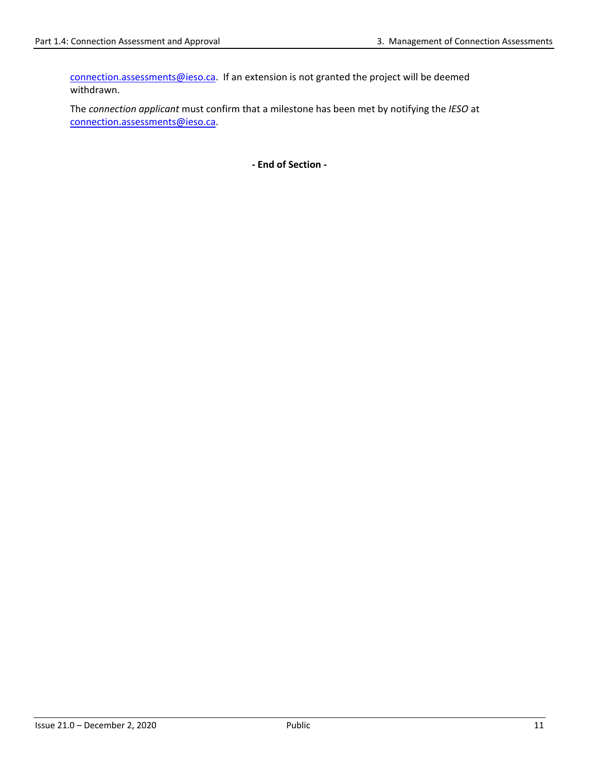[connection.assessments@ieso.ca](mailto:connection.assessments@ieso.ca). If an extension is not granted the project will be deemed withdrawn.

The *connection applicant* must confirm that a milestone has been met by notifying the *IESO* at [connection.assessments@ieso.ca](mailto:connection.assessments@ieso.ca).

**- End of Section -**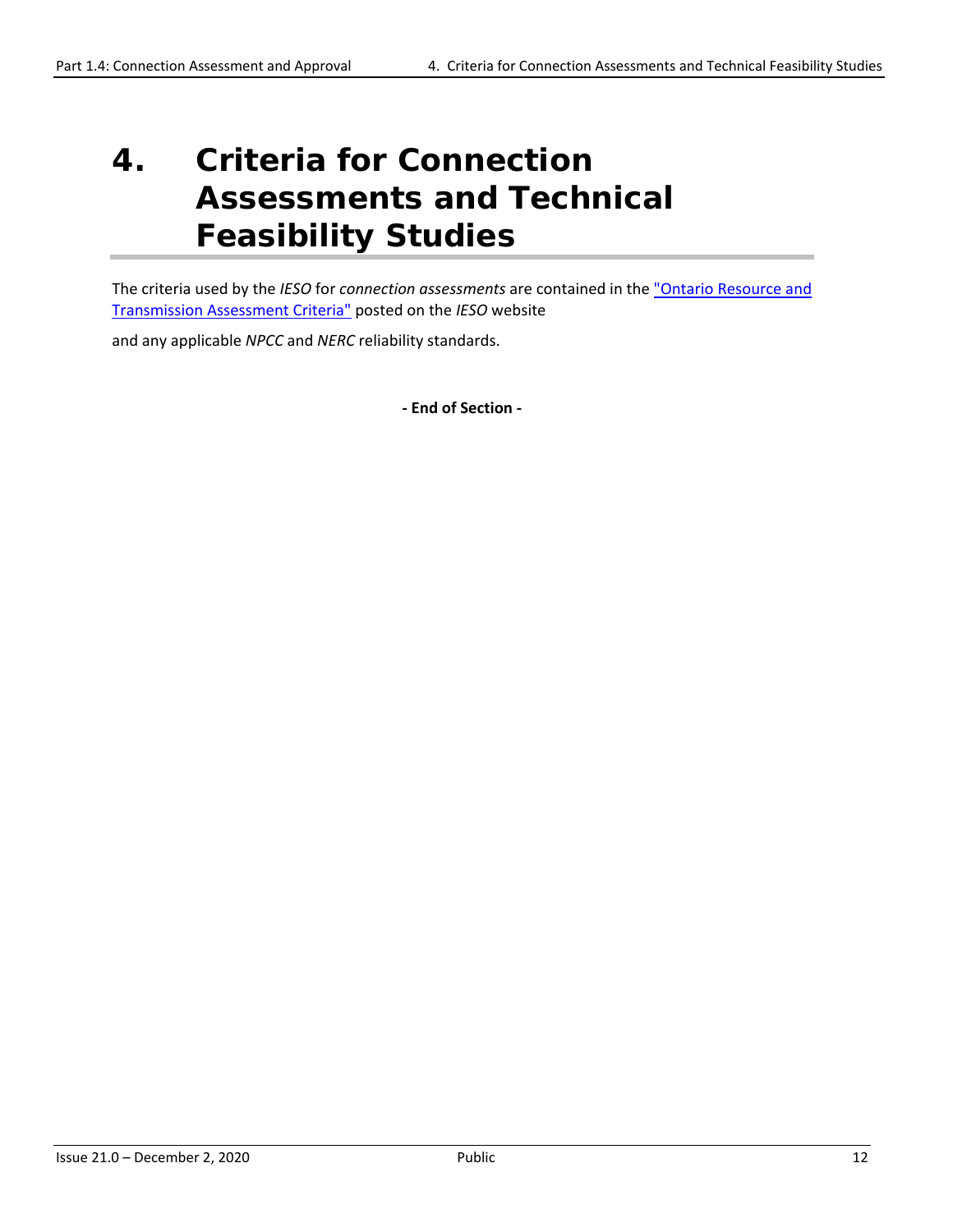# 4. Criteria for Connection Assessments and Technical Feasibility Studies

The criteria used by the *IESO* for *connection assessments* are contained in the "Ontario Resource and Transmission Assessment Criteria" posted on the *IESO* website

and any applicable *NPCC* and *NERC* reliability standards.

**- End of Section -**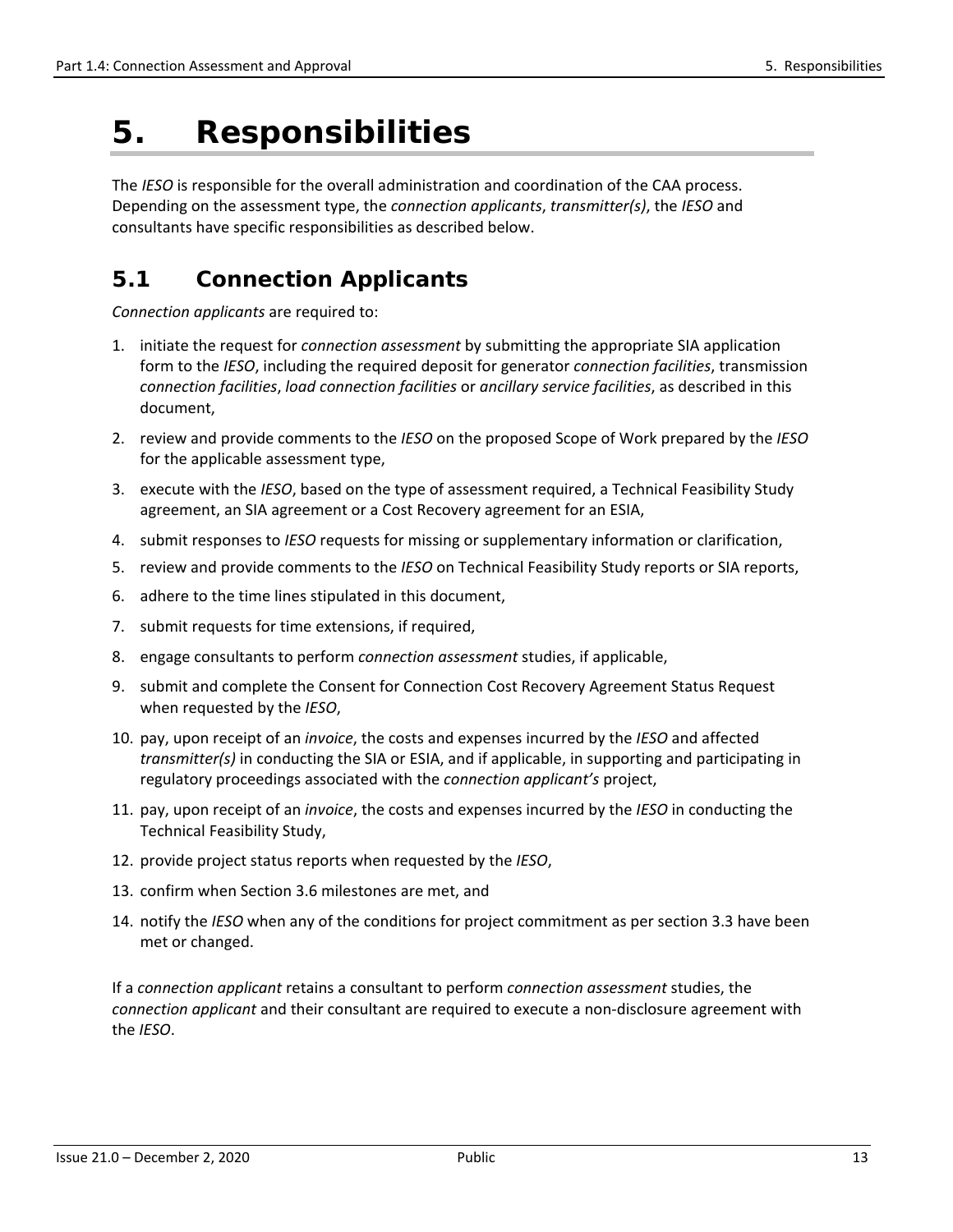# 5. Responsibilities

The *IESO* is responsible for the overall administration and coordination of the CAA process. Depending on the assessment type, the *connection applicants*, *transmitter(s)*, the *IESO* and consultants have specific responsibilities as described below.

## 5.1 Connection Applicants

*Connection applicants* are required to:

1. initiate the request for *connection assessment* by submitting the appropriate SIA application form to the *IESO*, including the required deposit for generator *connection facilities*, transmission *connection facilities*, *load connection facilities* or *ancillary service facilities*, as described in this document,
2. review and provide comments to the *IESO* on the proposed Scope of Work prepared by the *IESO* for the applicable assessment type,
3. execute with the *IESO*, based on the type of assessment required, a Technical Feasibility Study agreement, an SIA agreement or a Cost Recovery agreement for an ESIA,
4. submit responses to *IESO* requests for missing or supplementary information or clarification,
5. review and provide comments to the *IESO* on Technical Feasibility Study reports or SIA reports,
6. adhere to the time lines stipulated in this document,
7. submit requests for time extensions, if required,
8. engage consultants to perform *connection assessment* studies, if applicable,
9. submit and complete the Consent for Connection Cost Recovery Agreement Status Request when requested by the *IESO*,
10. pay, upon receipt of an *invoice*, the costs and expenses incurred by the *IESO* and affected *transmitter(s)* in conducting the SIA or ESIA, and if applicable, in supporting and participating in regulatory proceedings associated with the *connection applicant's* project,
11. pay, upon receipt of an *invoice*, the costs and expenses incurred by the *IESO* in conducting the Technical Feasibility Study,
12. provide project status reports when requested by the *IESO*,
13. confirm when Section 3.6 milestones are met, and
14. notify the *IESO* when any of the conditions for project commitment as per section 3.3 have been met or changed.

If a *connection applicant* retains a consultant to perform *connection assessment* studies, the *connection applicant* and their consultant are required to execute a non-disclosure agreement with the *IESO*.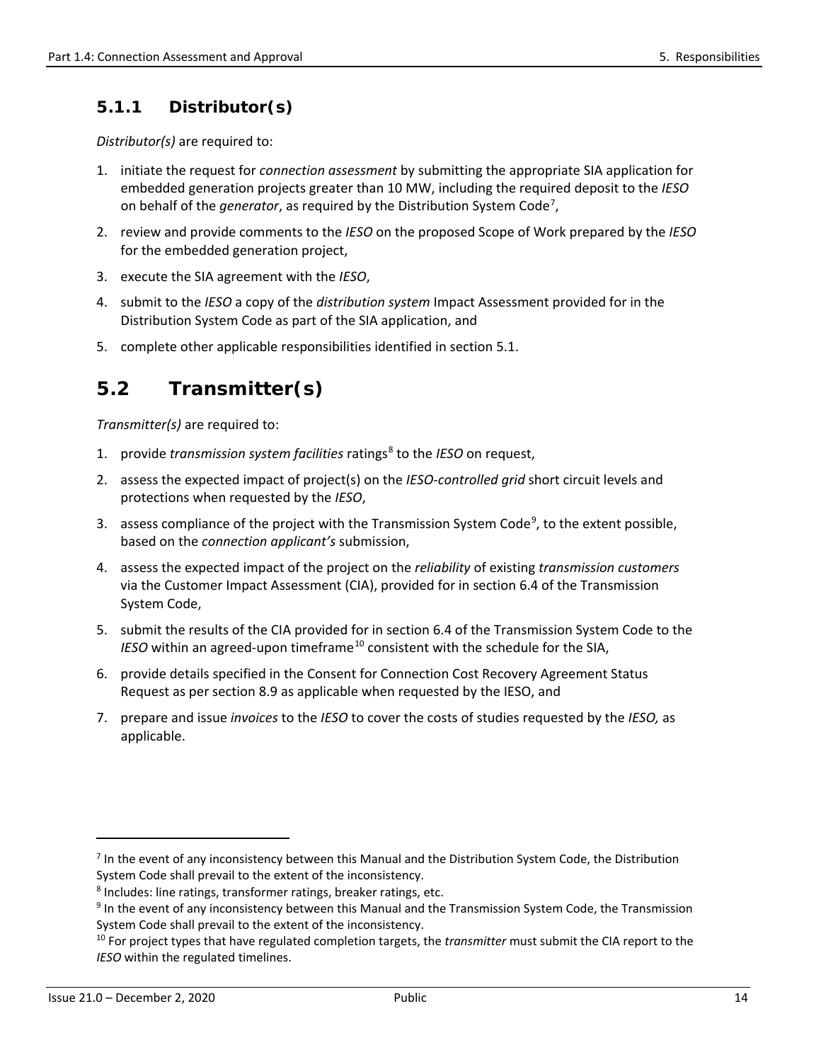### 5.1.1 Distributor(s)

*Distributor(s)* are required to:

1. initiate the request for *connection assessment* by submitting the appropriate SIA application for embedded generation projects greater than 10 MW, including the required deposit to the *IESO* on behalf of the *generator*, as required by the Distribution System Code[7],
2. review and provide comments to the *IESO* on the proposed Scope of Work prepared by the *IESO* for the embedded generation project,
3. execute the SIA agreement with the *IESO*,
4. submit to the *IESO* a copy of the *distribution system* Impact Assessment provided for in the Distribution System Code as part of the SIA application, and
5. complete other applicable responsibilities identified in section 5.1.

## 5.2 Transmitter(s)

*Transmitter(s)* are required to:

1. provide *transmission system facilities* ratings[8] to the *IESO* on request,
2. assess the expected impact of project(s) on the *IESO-controlled grid* short circuit levels and protections when requested by the *IESO*,
3. assess compliance of the project with the Transmission System Code[9], to the extent possible, based on the *connection applicant's* submission,
4. assess the expected impact of the project on the *reliability* of existing *transmission customers* via the Customer Impact Assessment (CIA), provided for in section 6.4 of the Transmission System Code,
5. submit the results of the CIA provided for in section 6.4 of the Transmission System Code to the *IESO* within an agreed-upon timeframe[10] consistent with the schedule for the SIA,
6. provide details specified in the Consent for Connection Cost Recovery Agreement Status Request as per section 8.9 as applicable when requested by the IESO, and
7. prepare and issue *invoices* to the *IESO* to cover the costs of studies requested by the *IESO,* as applicable.

---

[7] In the event of any inconsistency between this Manual and the Distribution System Code, the Distribution System Code shall prevail to the extent of the inconsistency.

[8] Includes: line ratings, transformer ratings, breaker ratings, etc.

[9] In the event of any inconsistency between this Manual and the Transmission System Code, the Transmission System Code shall prevail to the extent of the inconsistency.

[10] For project types that have regulated completion targets, the *transmitter* must submit the CIA report to the *IESO* within the regulated timelines.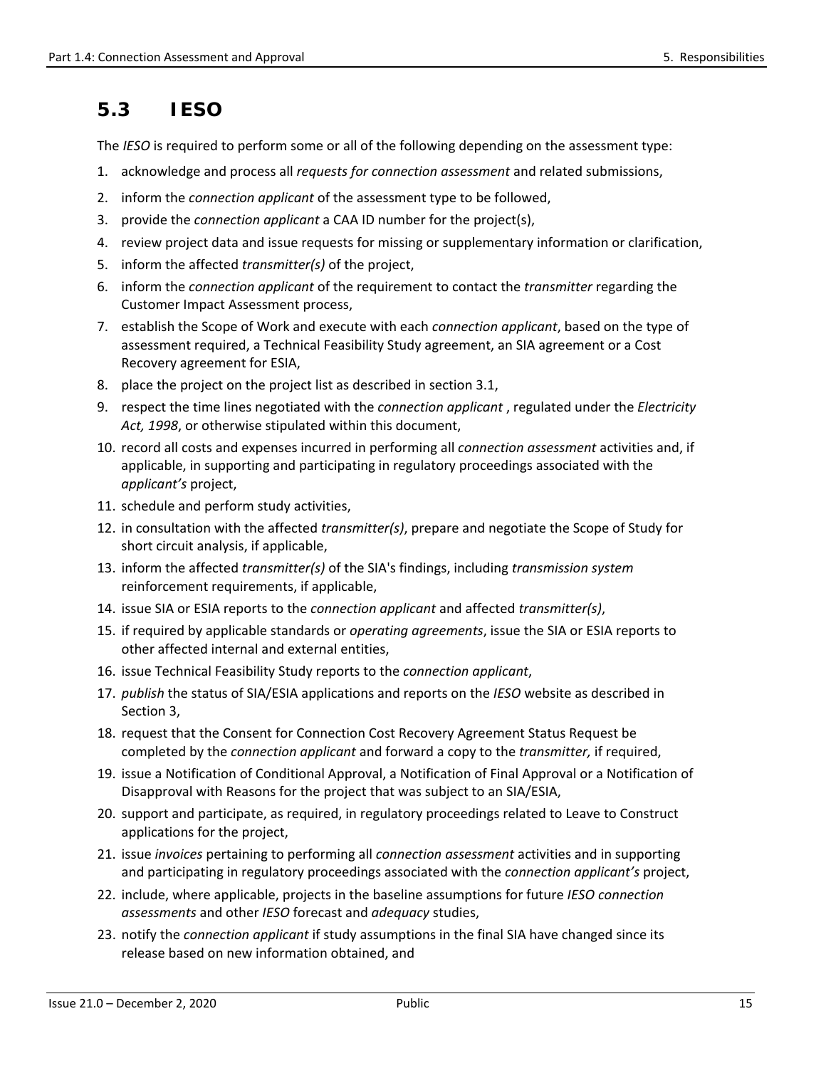## 5.3 IESO

The *IESO* is required to perform some or all of the following depending on the assessment type:

1. acknowledge and process all *requests for connection assessment* and related submissions,
2. inform the *connection applicant* of the assessment type to be followed,
3. provide the *connection applicant* a CAA ID number for the project(s),
4. review project data and issue requests for missing or supplementary information or clarification,
5. inform the affected *transmitter(s)* of the project,
6. inform the *connection applicant* of the requirement to contact the *transmitter* regarding the Customer Impact Assessment process,
7. establish the Scope of Work and execute with each *connection applicant*, based on the type of assessment required, a Technical Feasibility Study agreement, an SIA agreement or a Cost Recovery agreement for ESIA,
8. place the project on the project list as described in section 3.1,
9. respect the time lines negotiated with the *connection applicant* , regulated under the *Electricity Act, 1998*, or otherwise stipulated within this document,
10. record all costs and expenses incurred in performing all *connection assessment* activities and, if applicable, in supporting and participating in regulatory proceedings associated with the *applicant's* project,
11. schedule and perform study activities,
12. in consultation with the affected *transmitter(s)*, prepare and negotiate the Scope of Study for short circuit analysis, if applicable,
13. inform the affected *transmitter(s)* of the SIA's findings, including *transmission system* reinforcement requirements, if applicable,
14. issue SIA or ESIA reports to the *connection applicant* and affected *transmitter(s)*,
15. if required by applicable standards or *operating agreements*, issue the SIA or ESIA reports to other affected internal and external entities,
16. issue Technical Feasibility Study reports to the *connection applicant*,
17. *publish* the status of SIA/ESIA applications and reports on the *IESO* website as described in Section 3,
18. request that the Consent for Connection Cost Recovery Agreement Status Request be completed by the *connection applicant* and forward a copy to the *transmitter,* if required,
19. issue a Notification of Conditional Approval, a Notification of Final Approval or a Notification of Disapproval with Reasons for the project that was subject to an SIA/ESIA,
20. support and participate, as required, in regulatory proceedings related to Leave to Construct applications for the project,
21. issue *invoices* pertaining to performing all *connection assessment* activities and in supporting and participating in regulatory proceedings associated with the *connection applicant's* project,
22. include, where applicable, projects in the baseline assumptions for future *IESO connection assessments* and other *IESO* forecast and *adequacy* studies,
23. notify the *connection applicant* if study assumptions in the final SIA have changed since its release based on new information obtained, and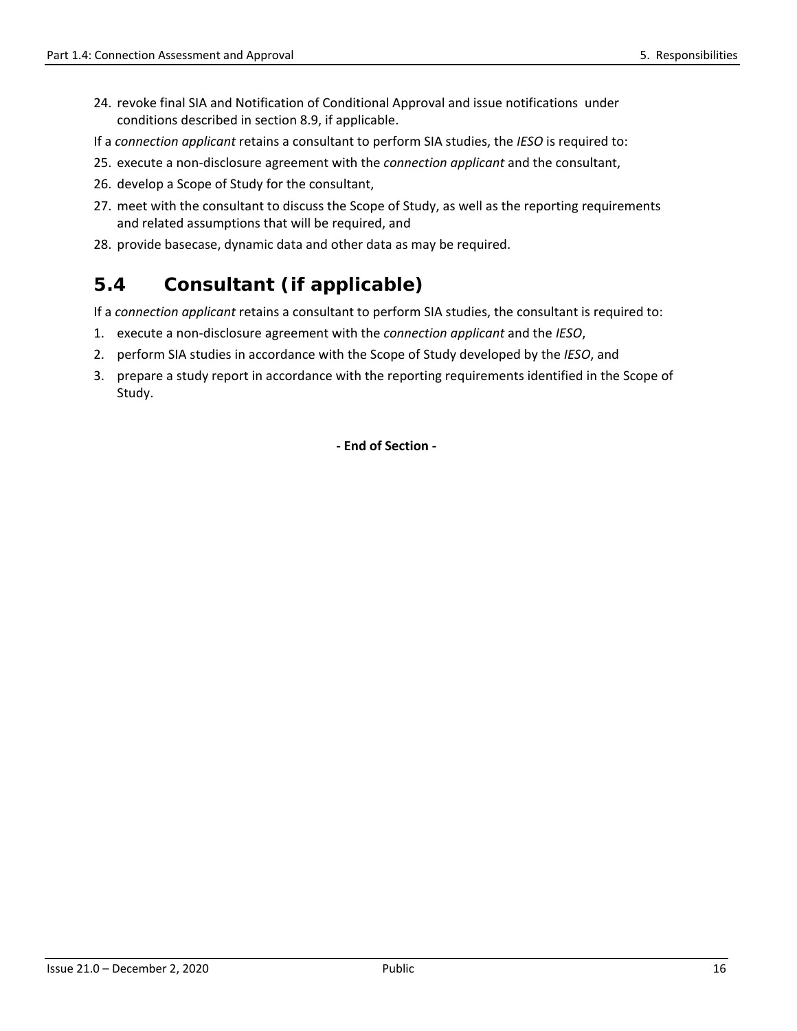24. revoke final SIA and Notification of Conditional Approval and issue notifications under conditions described in section 8.9, if applicable.

If a *connection applicant* retains a consultant to perform SIA studies, the *IESO* is required to:

25. execute a non-disclosure agreement with the *connection applicant* and the consultant,
26. develop a Scope of Study for the consultant,
27. meet with the consultant to discuss the Scope of Study, as well as the reporting requirements and related assumptions that will be required, and
28. provide basecase, dynamic data and other data as may be required.

## 5.4 Consultant (if applicable)

If a *connection applicant* retains a consultant to perform SIA studies, the consultant is required to:

1. execute a non-disclosure agreement with the *connection applicant* and the *IESO*,
2. perform SIA studies in accordance with the Scope of Study developed by the *IESO*, and
3. prepare a study report in accordance with the reporting requirements identified in the Scope of Study.

**- End of Section -**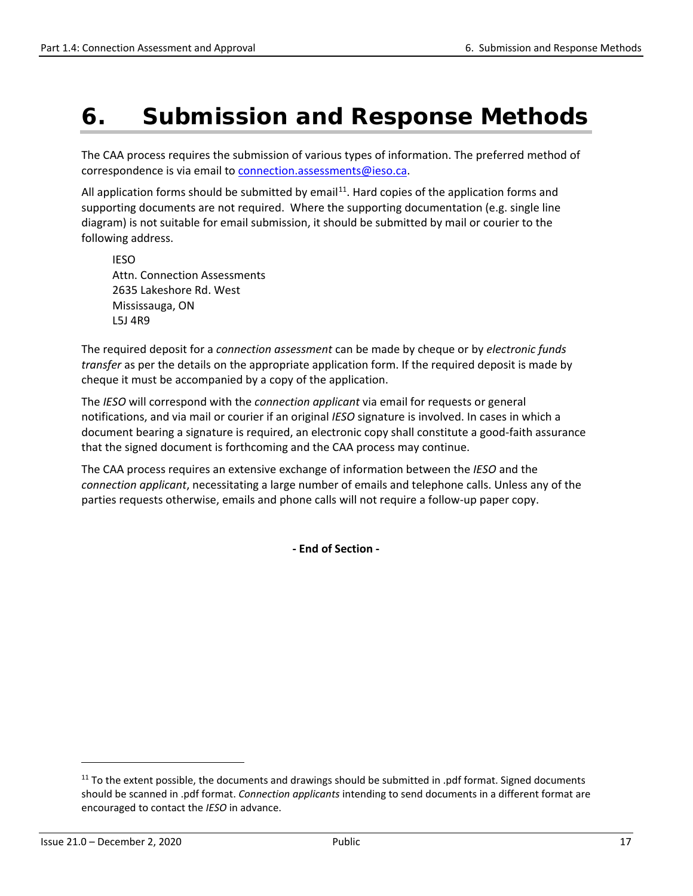# 6. Submission and Response Methods

The CAA process requires the submission of various types of information. The preferred method of correspondence is via email to connection.assessments@ieso.ca.

All application forms should be submitted by email[11]. Hard copies of the application forms and supporting documents are not required. Where the supporting documentation (e.g. single line diagram) is not suitable for email submission, it should be submitted by mail or courier to the following address.

IESO
Attn. Connection Assessments
2635 Lakeshore Rd. West
Mississauga, ON
L5J 4R9

The required deposit for a *connection assessment* can be made by cheque or by *electronic funds transfer* as per the details on the appropriate application form. If the required deposit is made by cheque it must be accompanied by a copy of the application.

The *IESO* will correspond with the *connection applicant* via email for requests or general notifications, and via mail or courier if an original *IESO* signature is involved. In cases in which a document bearing a signature is required, an electronic copy shall constitute a good-faith assurance that the signed document is forthcoming and the CAA process may continue.

The CAA process requires an extensive exchange of information between the *IESO* and the *connection applicant*, necessitating a large number of emails and telephone calls. Unless any of the parties requests otherwise, emails and phone calls will not require a follow-up paper copy.

**- End of Section -**

[11] To the extent possible, the documents and drawings should be submitted in .pdf format. Signed documents should be scanned in .pdf format. *Connection applicants* intending to send documents in a different format are encouraged to contact the *IESO* in advance.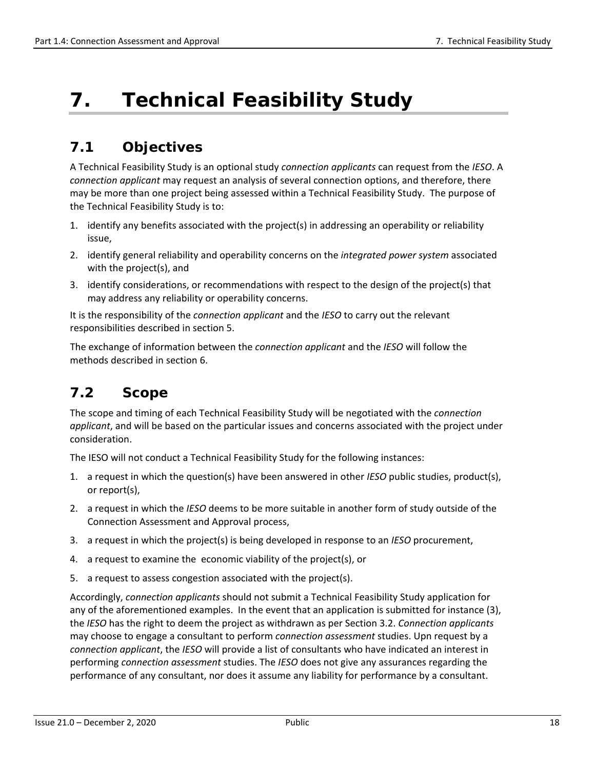# 7. Technical Feasibility Study

## 7.1 Objectives

A Technical Feasibility Study is an optional study *connection applicants* can request from the *IESO*. A *connection applicant* may request an analysis of several connection options, and therefore, there may be more than one project being assessed within a Technical Feasibility Study. The purpose of the Technical Feasibility Study is to:

1. identify any benefits associated with the project(s) in addressing an operability or reliability issue,
2. identify general reliability and operability concerns on the *integrated power system* associated with the project(s), and
3. identify considerations, or recommendations with respect to the design of the project(s) that may address any reliability or operability concerns.

It is the responsibility of the *connection applicant* and the *IESO* to carry out the relevant responsibilities described in section 5.

The exchange of information between the *connection applicant* and the *IESO* will follow the methods described in section 6.

## 7.2 Scope

The scope and timing of each Technical Feasibility Study will be negotiated with the *connection applicant*, and will be based on the particular issues and concerns associated with the project under consideration.

The IESO will not conduct a Technical Feasibility Study for the following instances:

1. a request in which the question(s) have been answered in other *IESO* public studies, product(s), or report(s),
2. a request in which the *IESO* deems to be more suitable in another form of study outside of the Connection Assessment and Approval process,
3. a request in which the project(s) is being developed in response to an *IESO* procurement,
4. a request to examine the economic viability of the project(s), or
5. a request to assess congestion associated with the project(s).

Accordingly, *connection applicants* should not submit a Technical Feasibility Study application for any of the aforementioned examples. In the event that an application is submitted for instance (3), the *IESO* has the right to deem the project as withdrawn as per Section 3.2. *Connection applicants* may choose to engage a consultant to perform *connection assessment* studies. Upn request by a *connection applicant*, the *IESO* will provide a list of consultants who have indicated an interest in performing *connection assessment* studies. The *IESO* does not give any assurances regarding the performance of any consultant, nor does it assume any liability for performance by a consultant.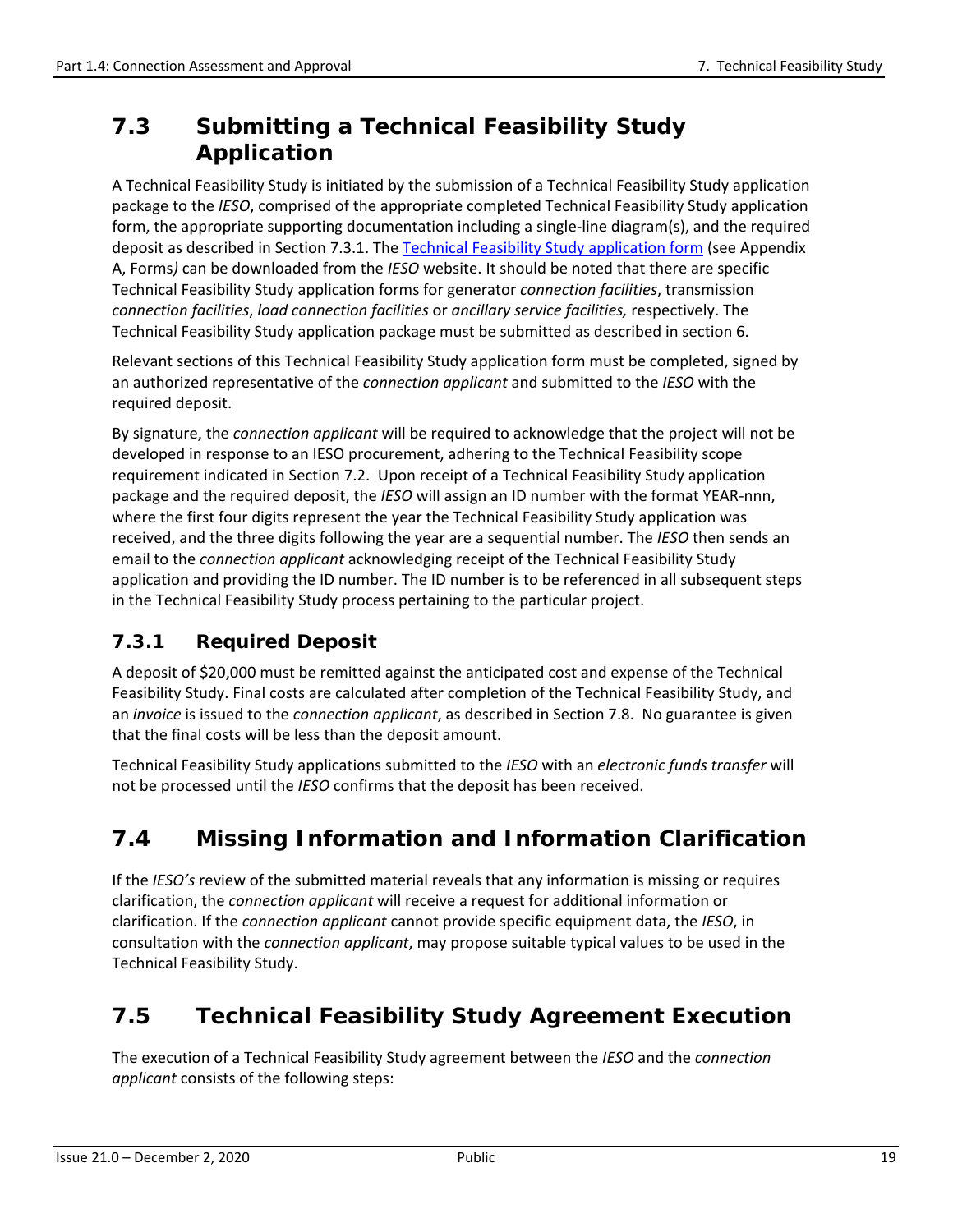## 7.3 Submitting a Technical Feasibility Study Application

A Technical Feasibility Study is initiated by the submission of a Technical Feasibility Study application package to the *IESO*, comprised of the appropriate completed Technical Feasibility Study application form, the appropriate supporting documentation including a single-line diagram(s), and the required deposit as described in Section 7.3.1. The Technical Feasibility Study application form (see Appendix A, Forms*)* can be downloaded from the *IESO* website. It should be noted that there are specific Technical Feasibility Study application forms for generator *connection facilities*, transmission *connection facilities*, *load connection facilities* or *ancillary service facilities,* respectively. The Technical Feasibility Study application package must be submitted as described in section 6.

Relevant sections of this Technical Feasibility Study application form must be completed, signed by an authorized representative of the *connection applicant* and submitted to the *IESO* with the required deposit.

By signature, the *connection applicant* will be required to acknowledge that the project will not be developed in response to an IESO procurement, adhering to the Technical Feasibility scope requirement indicated in Section 7.2. Upon receipt of a Technical Feasibility Study application package and the required deposit, the *IESO* will assign an ID number with the format YEAR-nnn, where the first four digits represent the year the Technical Feasibility Study application was received, and the three digits following the year are a sequential number. The *IESO* then sends an email to the *connection applicant* acknowledging receipt of the Technical Feasibility Study application and providing the ID number. The ID number is to be referenced in all subsequent steps in the Technical Feasibility Study process pertaining to the particular project.

### 7.3.1 Required Deposit

A deposit of $20,000 must be remitted against the anticipated cost and expense of the Technical Feasibility Study. Final costs are calculated after completion of the Technical Feasibility Study, and an *invoice* is issued to the *connection applicant*, as described in Section 7.8. No guarantee is given that the final costs will be less than the deposit amount.

Technical Feasibility Study applications submitted to the *IESO* with an *electronic funds transfer* will not be processed until the *IESO* confirms that the deposit has been received.

## 7.4 Missing Information and Information Clarification

If the *IESO's* review of the submitted material reveals that any information is missing or requires clarification, the *connection applicant* will receive a request for additional information or clarification. If the *connection applicant* cannot provide specific equipment data, the *IESO*, in consultation with the *connection applicant*, may propose suitable typical values to be used in the Technical Feasibility Study.

## 7.5 Technical Feasibility Study Agreement Execution

The execution of a Technical Feasibility Study agreement between the *IESO* and the *connection applicant* consists of the following steps: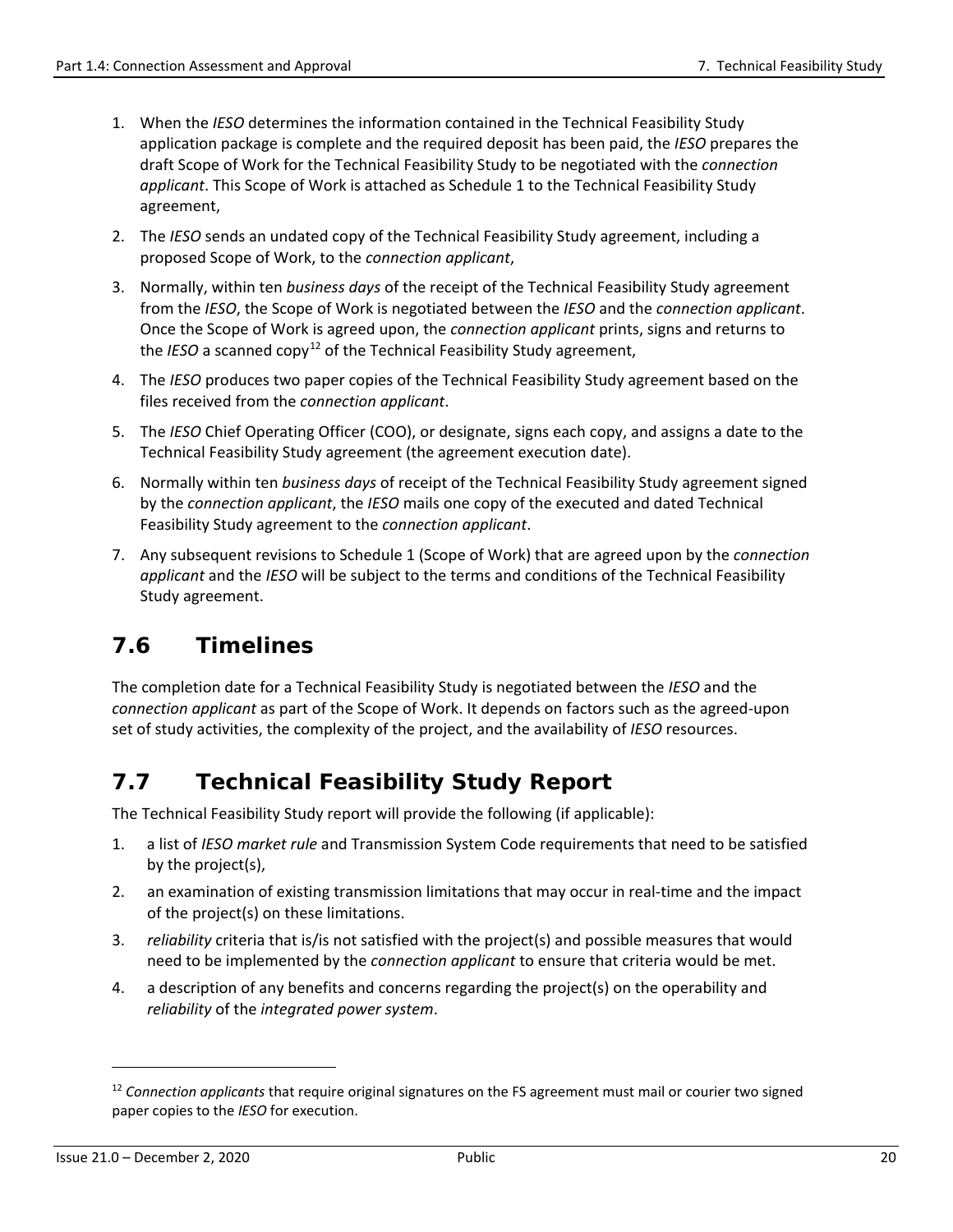1. When the *IESO* determines the information contained in the Technical Feasibility Study application package is complete and the required deposit has been paid, the *IESO* prepares the draft Scope of Work for the Technical Feasibility Study to be negotiated with the *connection applicant*. This Scope of Work is attached as Schedule 1 to the Technical Feasibility Study agreement,
2. The *IESO* sends an undated copy of the Technical Feasibility Study agreement, including a proposed Scope of Work, to the *connection applicant*,
3. Normally, within ten *business days* of the receipt of the Technical Feasibility Study agreement from the *IESO*, the Scope of Work is negotiated between the *IESO* and the *connection applicant*. Once the Scope of Work is agreed upon, the *connection applicant* prints, signs and returns to the *IESO* a scanned copy[12] of the Technical Feasibility Study agreement,
4. The *IESO* produces two paper copies of the Technical Feasibility Study agreement based on the files received from the *connection applicant*.
5. The *IESO* Chief Operating Officer (COO), or designate, signs each copy, and assigns a date to the Technical Feasibility Study agreement (the agreement execution date).
6. Normally within ten *business days* of receipt of the Technical Feasibility Study agreement signed by the *connection applicant*, the *IESO* mails one copy of the executed and dated Technical Feasibility Study agreement to the *connection applicant*.
7. Any subsequent revisions to Schedule 1 (Scope of Work) that are agreed upon by the *connection applicant* and the *IESO* will be subject to the terms and conditions of the Technical Feasibility Study agreement.

## 7.6 Timelines

The completion date for a Technical Feasibility Study is negotiated between the *IESO* and the *connection applicant* as part of the Scope of Work. It depends on factors such as the agreed-upon set of study activities, the complexity of the project, and the availability of *IESO* resources.

## 7.7 Technical Feasibility Study Report

The Technical Feasibility Study report will provide the following (if applicable):

1. a list of *IESO market rule* and Transmission System Code requirements that need to be satisfied by the project(s),
2. an examination of existing transmission limitations that may occur in real-time and the impact of the project(s) on these limitations.
3. *reliability* criteria that is/is not satisfied with the project(s) and possible measures that would need to be implemented by the *connection applicant* to ensure that criteria would be met.
4. a description of any benefits and concerns regarding the project(s) on the operability and *reliability* of the *integrated power system*.

---

[12] *Connection applicants* that require original signatures on the FS agreement must mail or courier two signed paper copies to the *IESO* for execution.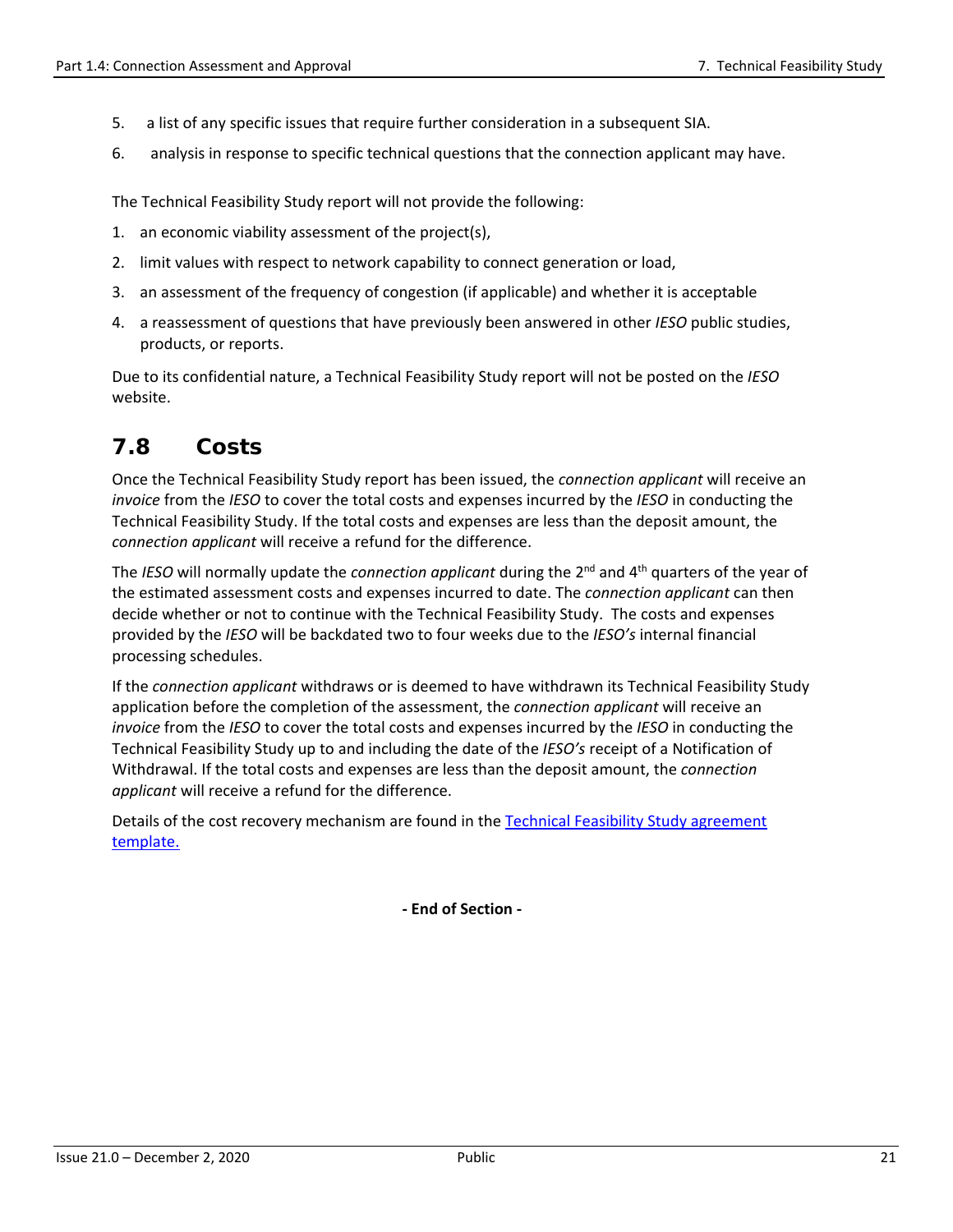5. a list of any specific issues that require further consideration in a subsequent SIA.
6. analysis in response to specific technical questions that the connection applicant may have.

The Technical Feasibility Study report will not provide the following:

1. an economic viability assessment of the project(s),
2. limit values with respect to network capability to connect generation or load,
3. an assessment of the frequency of congestion (if applicable) and whether it is acceptable
4. a reassessment of questions that have previously been answered in other *IESO* public studies, products, or reports.

Due to its confidential nature, a Technical Feasibility Study report will not be posted on the *IESO* website.

## 7.8 Costs

Once the Technical Feasibility Study report has been issued, the *connection applicant* will receive an *invoice* from the *IESO* to cover the total costs and expenses incurred by the *IESO* in conducting the Technical Feasibility Study. If the total costs and expenses are less than the deposit amount, the *connection applicant* will receive a refund for the difference.

The *IESO* will normally update the *connection applicant* during the 2nd and 4th quarters of the year of the estimated assessment costs and expenses incurred to date. The *connection applicant* can then decide whether or not to continue with the Technical Feasibility Study. The costs and expenses provided by the *IESO* will be backdated two to four weeks due to the *IESO's* internal financial processing schedules.

If the *connection applicant* withdraws or is deemed to have withdrawn its Technical Feasibility Study application before the completion of the assessment, the *connection applicant* will receive an *invoice* from the *IESO* to cover the total costs and expenses incurred by the *IESO* in conducting the Technical Feasibility Study up to and including the date of the *IESO's* receipt of a Notification of Withdrawal. If the total costs and expenses are less than the deposit amount, the *connection applicant* will receive a refund for the difference.

Details of the cost recovery mechanism are found in the Technical Feasibility Study agreement template.

**- End of Section -**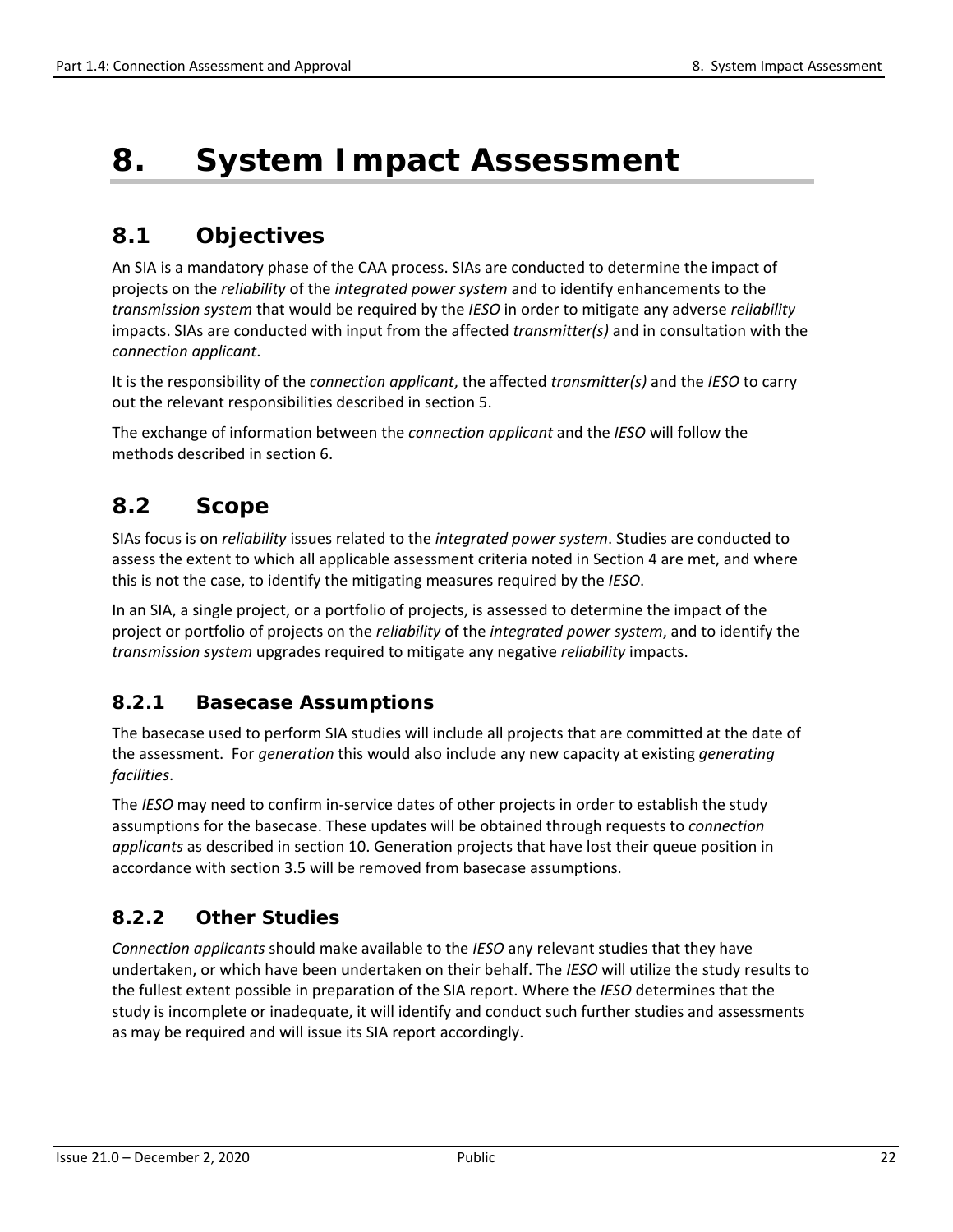# 8. System Impact Assessment

## 8.1 Objectives

An SIA is a mandatory phase of the CAA process. SIAs are conducted to determine the impact of projects on the *reliability* of the *integrated power system* and to identify enhancements to the *transmission system* that would be required by the *IESO* in order to mitigate any adverse *reliability* impacts. SIAs are conducted with input from the affected *transmitter(s)* and in consultation with the *connection applicant*.

It is the responsibility of the *connection applicant*, the affected *transmitter(s)* and the *IESO* to carry out the relevant responsibilities described in section 5.

The exchange of information between the *connection applicant* and the *IESO* will follow the methods described in section 6.

## 8.2 Scope

SIAs focus is on *reliability* issues related to the *integrated power system*. Studies are conducted to assess the extent to which all applicable assessment criteria noted in Section 4 are met, and where this is not the case, to identify the mitigating measures required by the *IESO*.

In an SIA, a single project, or a portfolio of projects, is assessed to determine the impact of the project or portfolio of projects on the *reliability* of the *integrated power system*, and to identify the *transmission system* upgrades required to mitigate any negative *reliability* impacts.

### 8.2.1 Basecase Assumptions

The basecase used to perform SIA studies will include all projects that are committed at the date of the assessment. For *generation* this would also include any new capacity at existing *generating facilities*.

The *IESO* may need to confirm in-service dates of other projects in order to establish the study assumptions for the basecase. These updates will be obtained through requests to *connection applicants* as described in section 10. Generation projects that have lost their queue position in accordance with section 3.5 will be removed from basecase assumptions.

### 8.2.2 Other Studies

*Connection applicants* should make available to the *IESO* any relevant studies that they have undertaken, or which have been undertaken on their behalf. The *IESO* will utilize the study results to the fullest extent possible in preparation of the SIA report. Where the *IESO* determines that the study is incomplete or inadequate, it will identify and conduct such further studies and assessments as may be required and will issue its SIA report accordingly.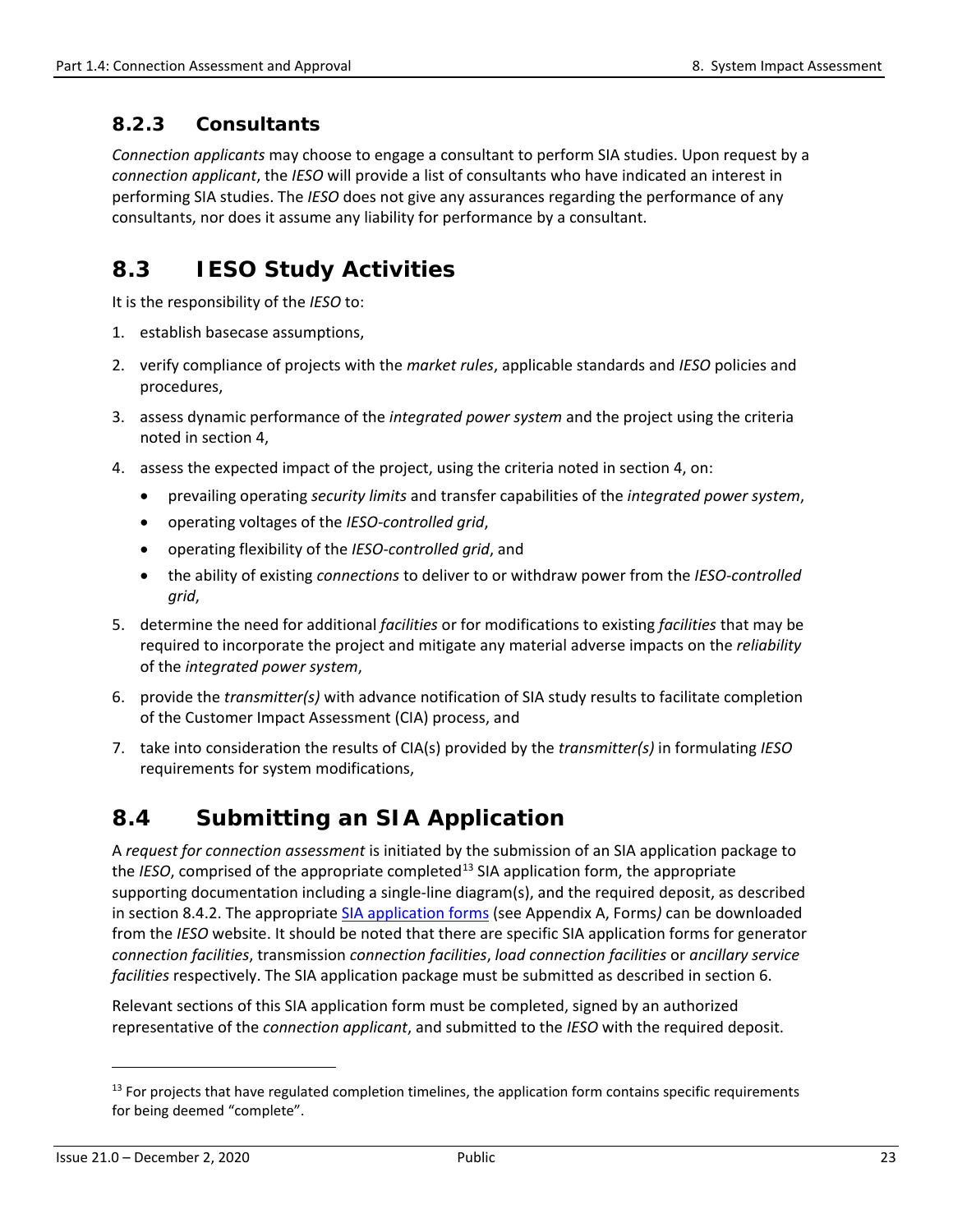### 8.2.3 Consultants

*Connection applicants* may choose to engage a consultant to perform SIA studies. Upon request by a *connection applicant*, the *IESO* will provide a list of consultants who have indicated an interest in performing SIA studies. The *IESO* does not give any assurances regarding the performance of any consultants, nor does it assume any liability for performance by a consultant.

## 8.3 IESO Study Activities

It is the responsibility of the *IESO* to:

1. establish basecase assumptions,
2. verify compliance of projects with the *market rules*, applicable standards and *IESO* policies and procedures,
3. assess dynamic performance of the *integrated power system* and the project using the criteria noted in section 4,
4. assess the expected impact of the project, using the criteria noted in section 4, on:
   - prevailing operating *security limits* and transfer capabilities of the *integrated power system*,
   - operating voltages of the *IESO-controlled grid*,
   - operating flexibility of the *IESO-controlled grid*, and
   - the ability of existing *connections* to deliver to or withdraw power from the *IESO-controlled grid*,
5. determine the need for additional *facilities* or for modifications to existing *facilities* that may be required to incorporate the project and mitigate any material adverse impacts on the *reliability* of the *integrated power system*,
6. provide the *transmitter(s)* with advance notification of SIA study results to facilitate completion of the Customer Impact Assessment (CIA) process, and
7. take into consideration the results of CIA(s) provided by the *transmitter(s)* in formulating *IESO* requirements for system modifications,

## 8.4 Submitting an SIA Application

A *request for connection assessment* is initiated by the submission of an SIA application package to the *IESO*, comprised of the appropriate completed[13] SIA application form, the appropriate supporting documentation including a single-line diagram(s), and the required deposit, as described in section 8.4.2. The appropriate SIA application forms (see Appendix A, Forms*)* can be downloaded from the *IESO* website. It should be noted that there are specific SIA application forms for generator *connection facilities*, transmission *connection facilities*, *load connection facilities* or *ancillary service facilities* respectively. The SIA application package must be submitted as described in section 6.

Relevant sections of this SIA application form must be completed, signed by an authorized representative of the *connection applicant*, and submitted to the *IESO* with the required deposit.

[13] For projects that have regulated completion timelines, the application form contains specific requirements for being deemed "complete".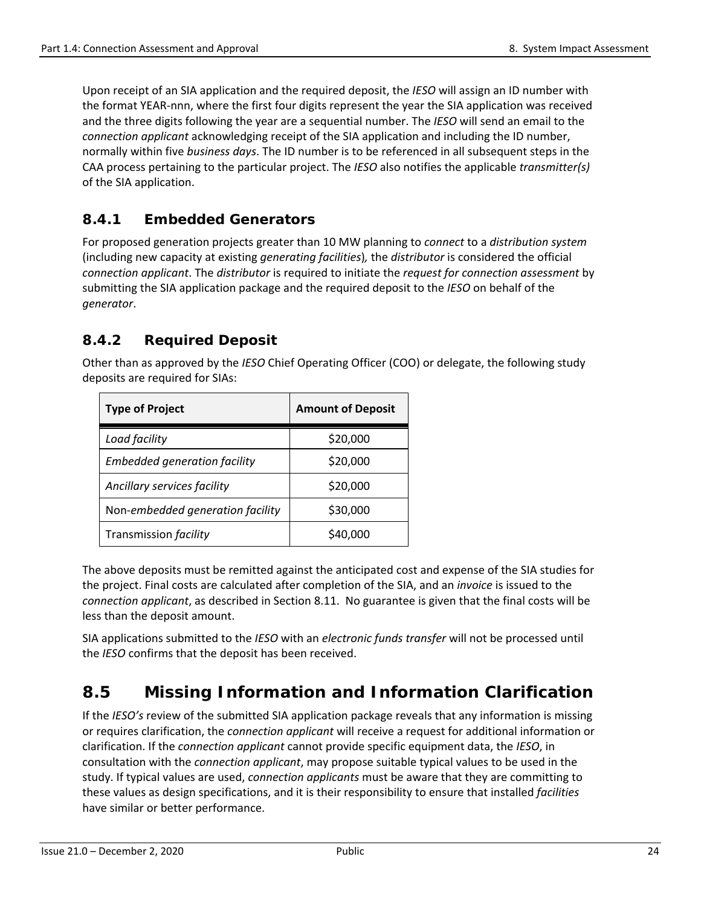Upon receipt of an SIA application and the required deposit, the *IESO* will assign an ID number with the format YEAR-nnn, where the first four digits represent the year the SIA application was received and the three digits following the year are a sequential number. The *IESO* will send an email to the *connection applicant* acknowledging receipt of the SIA application and including the ID number, normally within five *business days*. The ID number is to be referenced in all subsequent steps in the CAA process pertaining to the particular project. The *IESO* also notifies the applicable *transmitter(s)* of the SIA application.

### 8.4.1 Embedded Generators

For proposed generation projects greater than 10 MW planning to *connect* to a *distribution system* (including new capacity at existing *generating facilities*)*,* the *distributor* is considered the official *connection applicant*. The *distributor* is required to initiate the *request for connection assessment* by submitting the SIA application package and the required deposit to the *IESO* on behalf of the *generator*.

### 8.4.2 Required Deposit

Other than as approved by the *IESO* Chief Operating Officer (COO) or delegate, the following study deposits are required for SIAs:

| Type of Project | Amount of Deposit |
|---|---|
| *Load facility* | \$20,000 |
| *Embedded generation facility* | \$20,000 |
| *Ancillary services facility* | \$20,000 |
| Non-*embedded generation facility* | \$30,000 |
| Transmission *facility* | \$40,000 |

The above deposits must be remitted against the anticipated cost and expense of the SIA studies for the project. Final costs are calculated after completion of the SIA, and an *invoice* is issued to the *connection applicant*, as described in Section 8.11. No guarantee is given that the final costs will be less than the deposit amount.

SIA applications submitted to the *IESO* with an *electronic funds transfer* will not be processed until the *IESO* confirms that the deposit has been received.

## 8.5 Missing Information and Information Clarification

If the *IESO's* review of the submitted SIA application package reveals that any information is missing or requires clarification, the *connection applicant* will receive a request for additional information or clarification. If the *connection applicant* cannot provide specific equipment data, the *IESO*, in consultation with the *connection applicant*, may propose suitable typical values to be used in the study. If typical values are used, *connection applicants* must be aware that they are committing to these values as design specifications, and it is their responsibility to ensure that installed *facilities* have similar or better performance.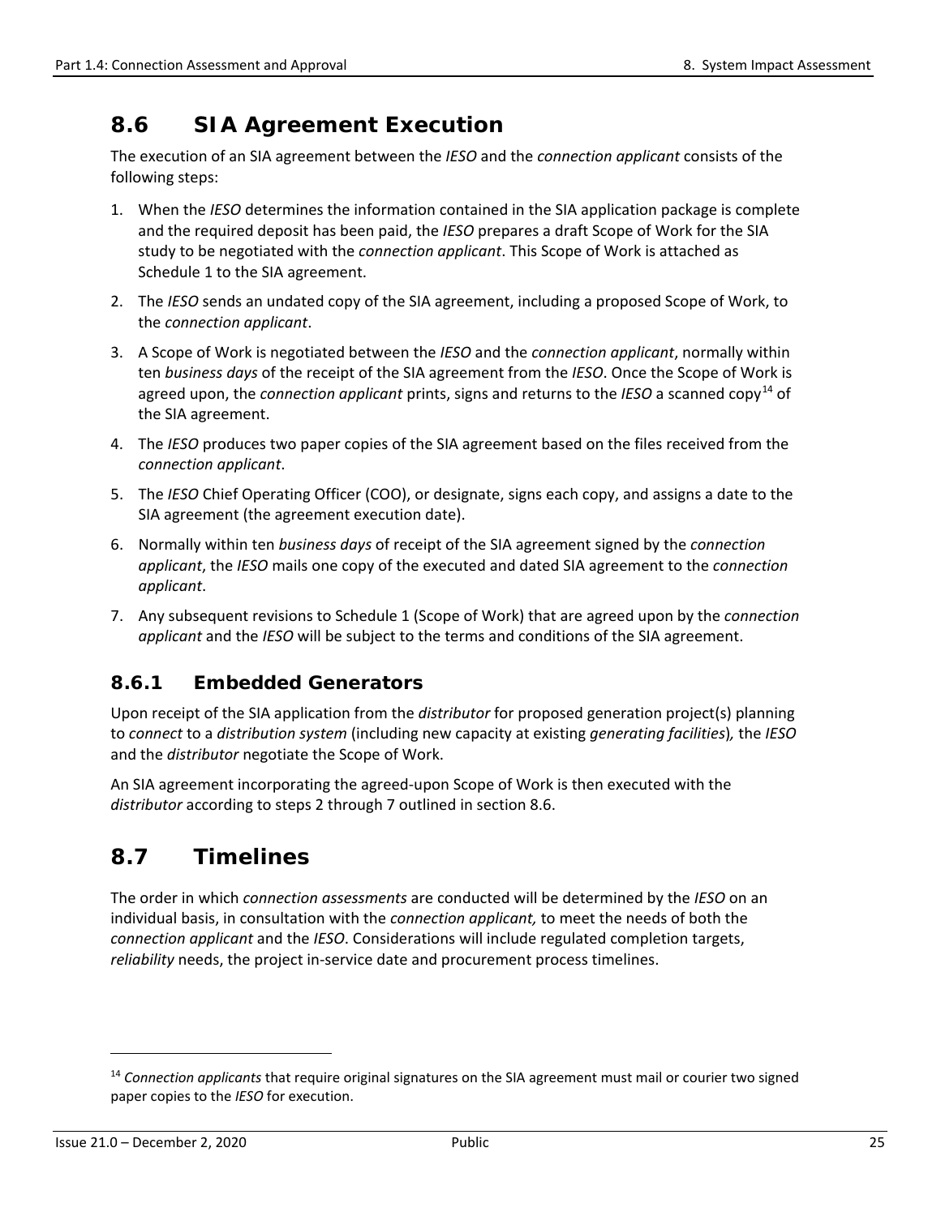## 8.6 SIA Agreement Execution

The execution of an SIA agreement between the *IESO* and the *connection applicant* consists of the following steps:

1. When the *IESO* determines the information contained in the SIA application package is complete and the required deposit has been paid, the *IESO* prepares a draft Scope of Work for the SIA study to be negotiated with the *connection applicant*. This Scope of Work is attached as Schedule 1 to the SIA agreement.
2. The *IESO* sends an undated copy of the SIA agreement, including a proposed Scope of Work, to the *connection applicant*.
3. A Scope of Work is negotiated between the *IESO* and the *connection applicant*, normally within ten *business days* of the receipt of the SIA agreement from the *IESO*. Once the Scope of Work is agreed upon, the *connection applicant* prints, signs and returns to the *IESO* a scanned copy[14] of the SIA agreement.
4. The *IESO* produces two paper copies of the SIA agreement based on the files received from the *connection applicant*.
5. The *IESO* Chief Operating Officer (COO), or designate, signs each copy, and assigns a date to the SIA agreement (the agreement execution date).
6. Normally within ten *business days* of receipt of the SIA agreement signed by the *connection applicant*, the *IESO* mails one copy of the executed and dated SIA agreement to the *connection applicant*.
7. Any subsequent revisions to Schedule 1 (Scope of Work) that are agreed upon by the *connection applicant* and the *IESO* will be subject to the terms and conditions of the SIA agreement.

### 8.6.1 Embedded Generators

Upon receipt of the SIA application from the *distributor* for proposed generation project(s) planning to *connect* to a *distribution system* (including new capacity at existing *generating facilities*), the *IESO* and the *distributor* negotiate the Scope of Work.

An SIA agreement incorporating the agreed-upon Scope of Work is then executed with the *distributor* according to steps 2 through 7 outlined in section 8.6.

## 8.7 Timelines

The order in which *connection assessments* are conducted will be determined by the *IESO* on an individual basis, in consultation with the *connection applicant,* to meet the needs of both the *connection applicant* and the *IESO*. Considerations will include regulated completion targets, *reliability* needs, the project in-service date and procurement process timelines.

---

[14] *Connection applicants* that require original signatures on the SIA agreement must mail or courier two signed paper copies to the *IESO* for execution.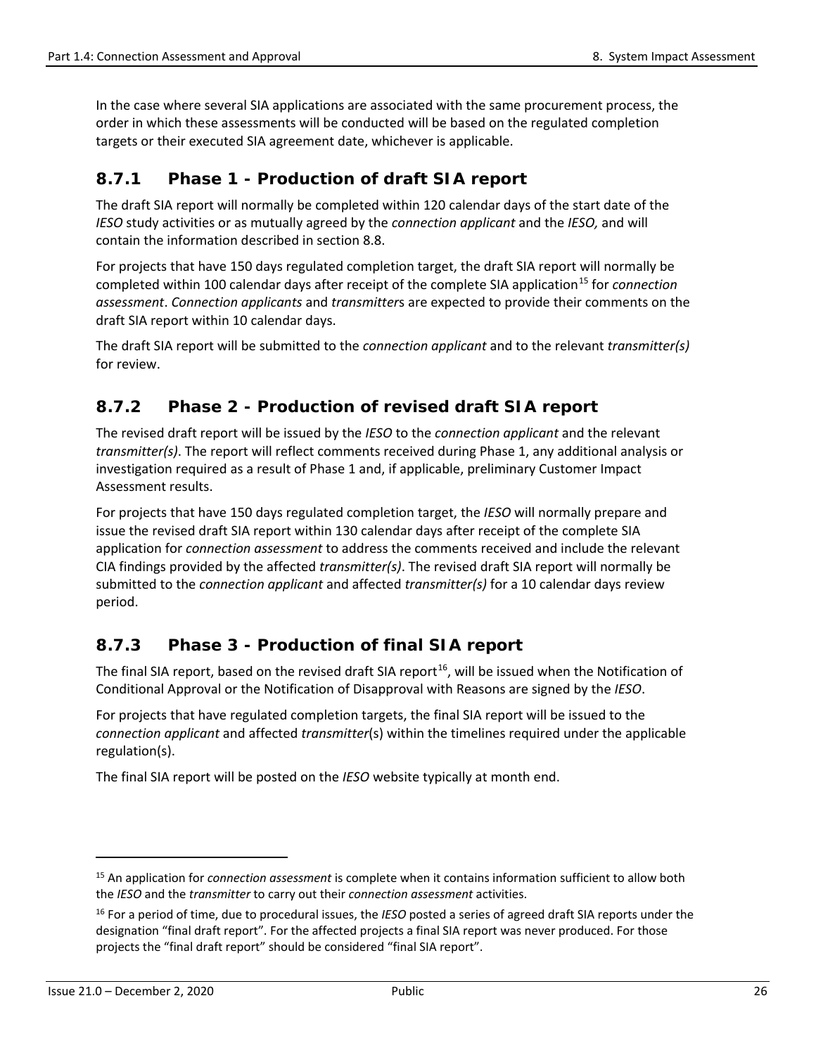In the case where several SIA applications are associated with the same procurement process, the order in which these assessments will be conducted will be based on the regulated completion targets or their executed SIA agreement date, whichever is applicable.

### 8.7.1 Phase 1 - Production of draft SIA report

The draft SIA report will normally be completed within 120 calendar days of the start date of the *IESO* study activities or as mutually agreed by the *connection applicant* and the *IESO,* and will contain the information described in section 8.8.

For projects that have 150 days regulated completion target, the draft SIA report will normally be completed within 100 calendar days after receipt of the complete SIA application[15] for *connection assessment*. *Connection applicants* and *transmitter*s are expected to provide their comments on the draft SIA report within 10 calendar days.

The draft SIA report will be submitted to the *connection applicant* and to the relevant *transmitter(s)* for review.

### 8.7.2 Phase 2 - Production of revised draft SIA report

The revised draft report will be issued by the *IESO* to the *connection applicant* and the relevant *transmitter(s)*. The report will reflect comments received during Phase 1, any additional analysis or investigation required as a result of Phase 1 and, if applicable, preliminary Customer Impact Assessment results.

For projects that have 150 days regulated completion target, the *IESO* will normally prepare and issue the revised draft SIA report within 130 calendar days after receipt of the complete SIA application for *connection assessment* to address the comments received and include the relevant CIA findings provided by the affected *transmitter(s)*. The revised draft SIA report will normally be submitted to the *connection applicant* and affected *transmitter(s)* for a 10 calendar days review period.

### 8.7.3 Phase 3 - Production of final SIA report

The final SIA report, based on the revised draft SIA report[16], will be issued when the Notification of Conditional Approval or the Notification of Disapproval with Reasons are signed by the *IESO*.

For projects that have regulated completion targets, the final SIA report will be issued to the *connection applicant* and affected *transmitter*(s) within the timelines required under the applicable regulation(s).

The final SIA report will be posted on the *IESO* website typically at month end.

---

[15] An application for *connection assessment* is complete when it contains information sufficient to allow both the *IESO* and the *transmitter* to carry out their *connection assessment* activities.

[16] For a period of time, due to procedural issues, the *IESO* posted a series of agreed draft SIA reports under the designation "final draft report". For the affected projects a final SIA report was never produced. For those projects the "final draft report" should be considered "final SIA report".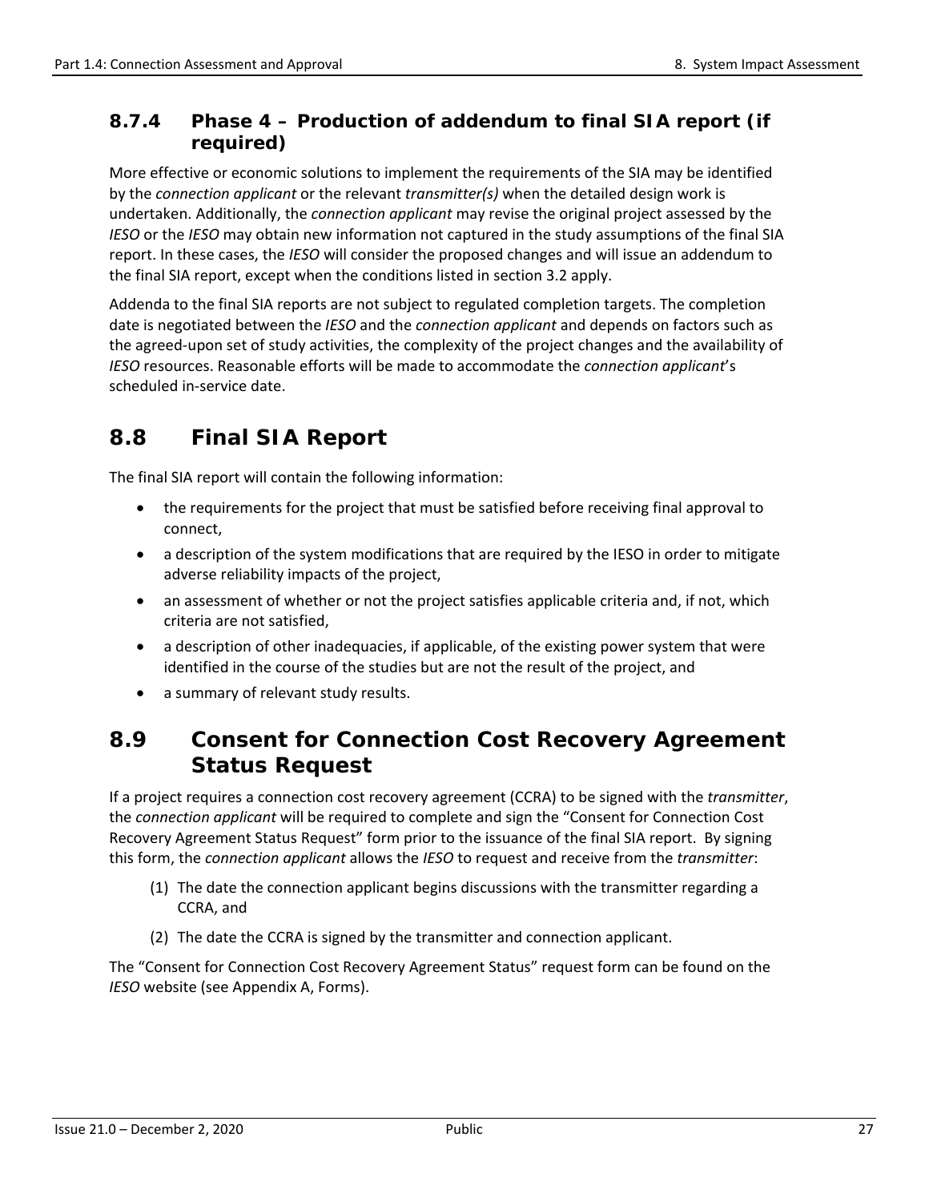### 8.7.4 Phase 4 – Production of addendum to final SIA report (if required)

More effective or economic solutions to implement the requirements of the SIA may be identified by the *connection applicant* or the relevant *transmitter(s)* when the detailed design work is undertaken. Additionally, the *connection applicant* may revise the original project assessed by the *IESO* or the *IESO* may obtain new information not captured in the study assumptions of the final SIA report. In these cases, the *IESO* will consider the proposed changes and will issue an addendum to the final SIA report, except when the conditions listed in section 3.2 apply.

Addenda to the final SIA reports are not subject to regulated completion targets. The completion date is negotiated between the *IESO* and the *connection applicant* and depends on factors such as the agreed-upon set of study activities, the complexity of the project changes and the availability of *IESO* resources. Reasonable efforts will be made to accommodate the *connection applicant*'s scheduled in-service date.

## 8.8 Final SIA Report

The final SIA report will contain the following information:

- the requirements for the project that must be satisfied before receiving final approval to connect,
- a description of the system modifications that are required by the IESO in order to mitigate adverse reliability impacts of the project,
- an assessment of whether or not the project satisfies applicable criteria and, if not, which criteria are not satisfied,
- a description of other inadequacies, if applicable, of the existing power system that were identified in the course of the studies but are not the result of the project, and
- a summary of relevant study results.

## 8.9 Consent for Connection Cost Recovery Agreement Status Request

If a project requires a connection cost recovery agreement (CCRA) to be signed with the *transmitter*, the *connection applicant* will be required to complete and sign the "Consent for Connection Cost Recovery Agreement Status Request" form prior to the issuance of the final SIA report. By signing this form, the *connection applicant* allows the *IESO* to request and receive from the *transmitter*:

(1) The date the connection applicant begins discussions with the transmitter regarding a CCRA, and

(2) The date the CCRA is signed by the transmitter and connection applicant.

The "Consent for Connection Cost Recovery Agreement Status" request form can be found on the *IESO* website (see Appendix A, Forms).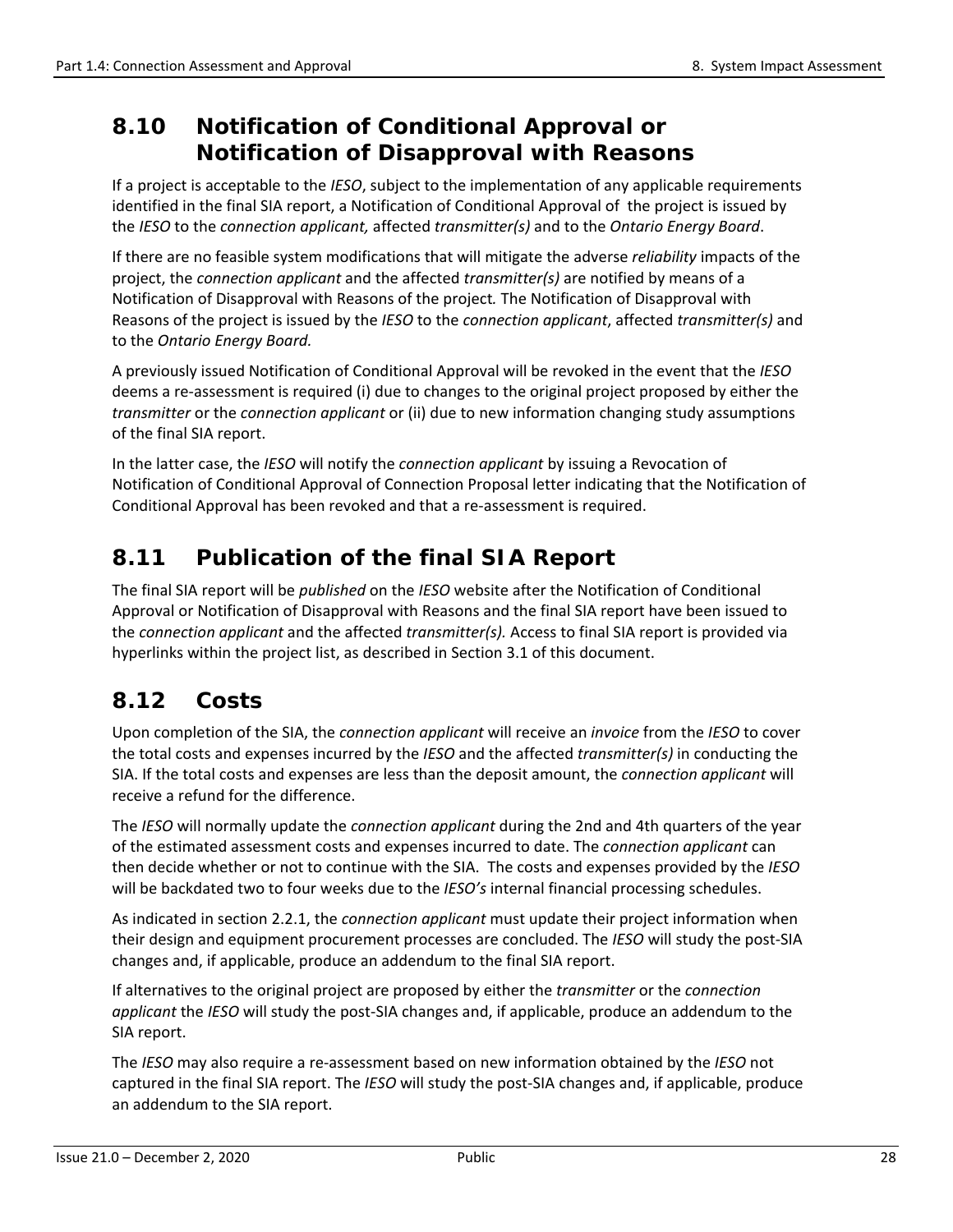## 8.10 Notification of Conditional Approval or Notification of Disapproval with Reasons

If a project is acceptable to the *IESO*, subject to the implementation of any applicable requirements identified in the final SIA report, a Notification of Conditional Approval of the project is issued by the *IESO* to the *connection applicant,* affected *transmitter(s)* and to the *Ontario Energy Board*.

If there are no feasible system modifications that will mitigate the adverse *reliability* impacts of the project, the *connection applicant* and the affected *transmitter(s)* are notified by means of a Notification of Disapproval with Reasons of the project*.* The Notification of Disapproval with Reasons of the project is issued by the *IESO* to the *connection applicant*, affected *transmitter(s)* and to the *Ontario Energy Board.*

A previously issued Notification of Conditional Approval will be revoked in the event that the *IESO* deems a re-assessment is required (i) due to changes to the original project proposed by either the *transmitter* or the *connection applicant* or (ii) due to new information changing study assumptions of the final SIA report.

In the latter case, the *IESO* will notify the *connection applicant* by issuing a Revocation of Notification of Conditional Approval of Connection Proposal letter indicating that the Notification of Conditional Approval has been revoked and that a re-assessment is required.

## 8.11 Publication of the final SIA Report

The final SIA report will be *published* on the *IESO* website after the Notification of Conditional Approval or Notification of Disapproval with Reasons and the final SIA report have been issued to the *connection applicant* and the affected *transmitter(s).* Access to final SIA report is provided via hyperlinks within the project list, as described in Section 3.1 of this document.

## 8.12 Costs

Upon completion of the SIA, the *connection applicant* will receive an *invoice* from the *IESO* to cover the total costs and expenses incurred by the *IESO* and the affected *transmitter(s)* in conducting the SIA. If the total costs and expenses are less than the deposit amount, the *connection applicant* will receive a refund for the difference.

The *IESO* will normally update the *connection applicant* during the 2nd and 4th quarters of the year of the estimated assessment costs and expenses incurred to date. The *connection applicant* can then decide whether or not to continue with the SIA. The costs and expenses provided by the *IESO* will be backdated two to four weeks due to the *IESO's* internal financial processing schedules.

As indicated in section 2.2.1, the *connection applicant* must update their project information when their design and equipment procurement processes are concluded. The *IESO* will study the post-SIA changes and, if applicable, produce an addendum to the final SIA report.

If alternatives to the original project are proposed by either the *transmitter* or the *connection applicant* the *IESO* will study the post-SIA changes and, if applicable, produce an addendum to the SIA report.

The *IESO* may also require a re-assessment based on new information obtained by the *IESO* not captured in the final SIA report. The *IESO* will study the post-SIA changes and, if applicable, produce an addendum to the SIA report.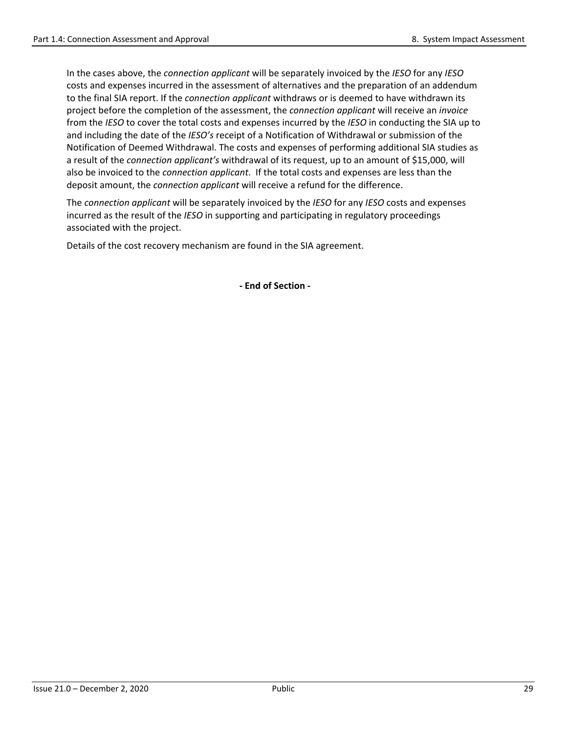In the cases above, the *connection applicant* will be separately invoiced by the *IESO* for any *IESO* costs and expenses incurred in the assessment of alternatives and the preparation of an addendum to the final SIA report. If the *connection applicant* withdraws or is deemed to have withdrawn its project before the completion of the assessment, the *connection applicant* will receive an *invoice* from the *IESO* to cover the total costs and expenses incurred by the *IESO* in conducting the SIA up to and including the date of the *IESO's* receipt of a Notification of Withdrawal or submission of the Notification of Deemed Withdrawal. The costs and expenses of performing additional SIA studies as a result of the *connection applicant's* withdrawal of its request, up to an amount of $15,000, will also be invoiced to the *connection applicant*. If the total costs and expenses are less than the deposit amount, the *connection applicant* will receive a refund for the difference.

The *connection applicant* will be separately invoiced by the *IESO* for any *IESO* costs and expenses incurred as the result of the *IESO* in supporting and participating in regulatory proceedings associated with the project.

Details of the cost recovery mechanism are found in the SIA agreement.

**- End of Section -**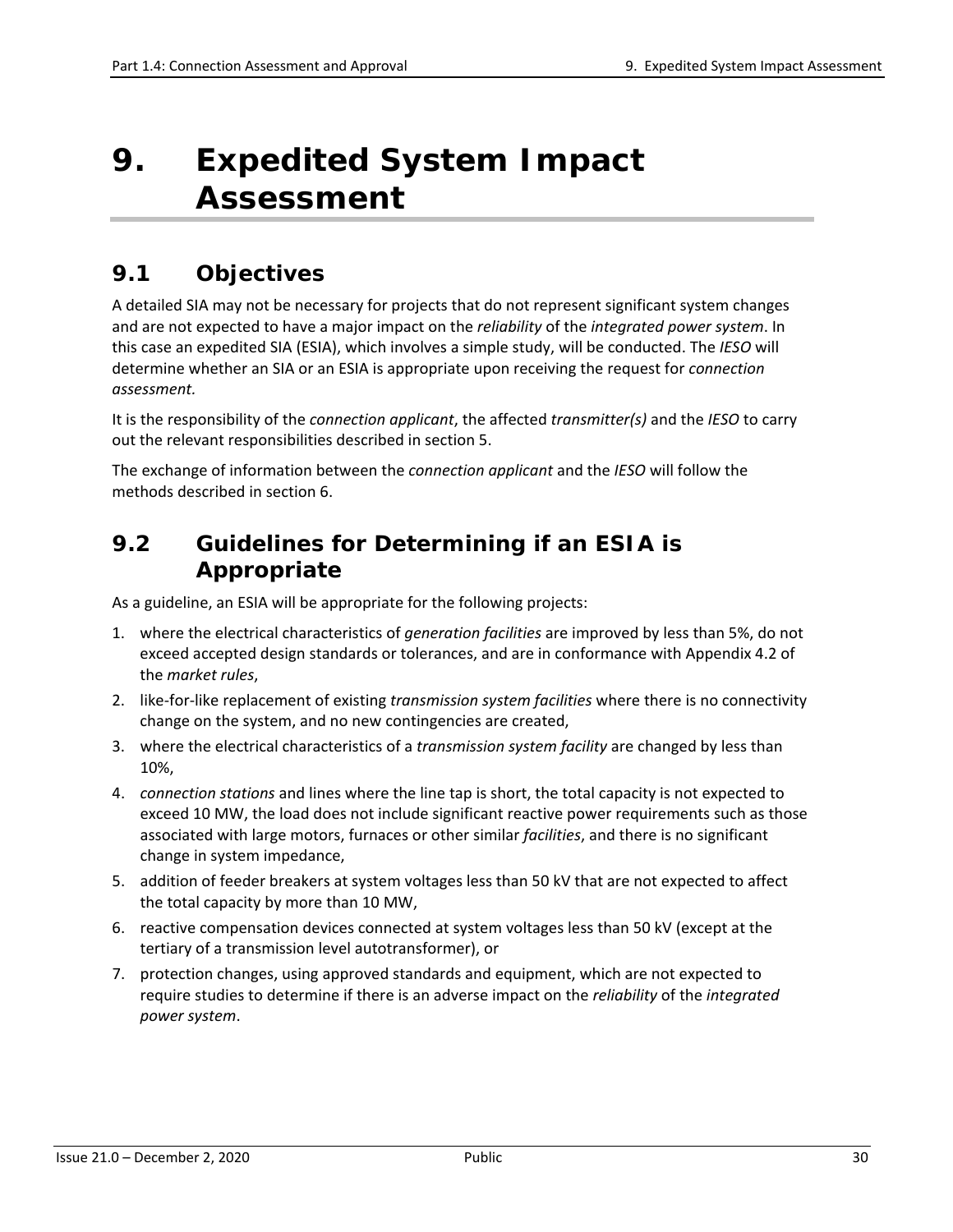# 9. Expedited System Impact Assessment

## 9.1 Objectives

A detailed SIA may not be necessary for projects that do not represent significant system changes and are not expected to have a major impact on the *reliability* of the *integrated power system*. In this case an expedited SIA (ESIA), which involves a simple study, will be conducted. The *IESO* will determine whether an SIA or an ESIA is appropriate upon receiving the request for *connection assessment.*

It is the responsibility of the *connection applicant*, the affected *transmitter(s)* and the *IESO* to carry out the relevant responsibilities described in section 5.

The exchange of information between the *connection applicant* and the *IESO* will follow the methods described in section 6.

## 9.2 Guidelines for Determining if an ESIA is Appropriate

As a guideline, an ESIA will be appropriate for the following projects:

1. where the electrical characteristics of *generation facilities* are improved by less than 5%, do not exceed accepted design standards or tolerances, and are in conformance with Appendix 4.2 of the *market rules*,
2. like-for-like replacement of existing *transmission system facilities* where there is no connectivity change on the system, and no new contingencies are created,
3. where the electrical characteristics of a *transmission system facility* are changed by less than 10%,
4. *connection stations* and lines where the line tap is short, the total capacity is not expected to exceed 10 MW, the load does not include significant reactive power requirements such as those associated with large motors, furnaces or other similar *facilities*, and there is no significant change in system impedance,
5. addition of feeder breakers at system voltages less than 50 kV that are not expected to affect the total capacity by more than 10 MW,
6. reactive compensation devices connected at system voltages less than 50 kV (except at the tertiary of a transmission level autotransformer), or
7. protection changes, using approved standards and equipment, which are not expected to require studies to determine if there is an adverse impact on the *reliability* of the *integrated power system*.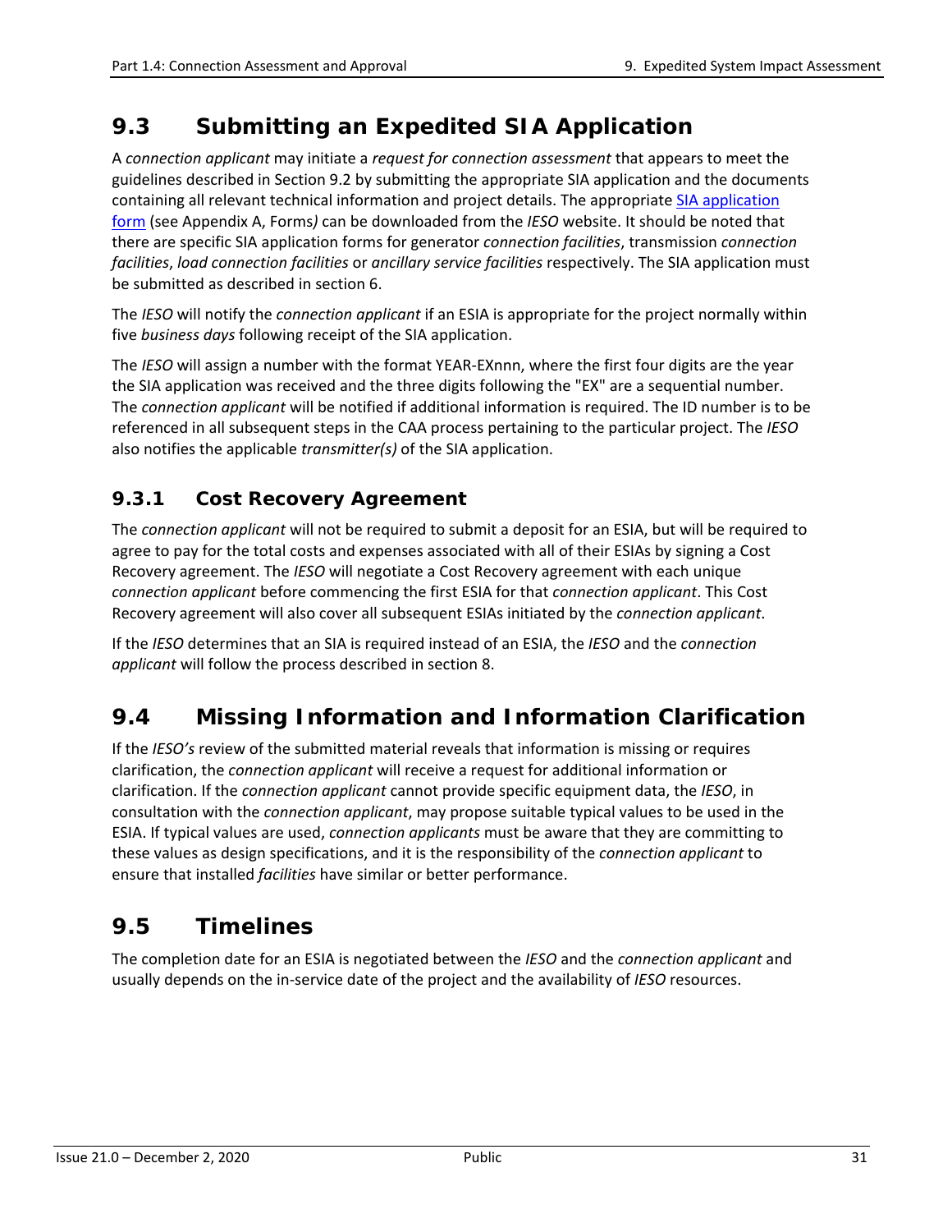## 9.3 Submitting an Expedited SIA Application

A *connection applicant* may initiate a *request for connection assessment* that appears to meet the guidelines described in Section 9.2 by submitting the appropriate SIA application and the documents containing all relevant technical information and project details. The appropriate [SIA application form](#) (see Appendix A, Forms*)* can be downloaded from the *IESO* website. It should be noted that there are specific SIA application forms for generator *connection facilities*, transmission *connection facilities*, *load connection facilities* or *ancillary service facilities* respectively. The SIA application must be submitted as described in section 6.

The *IESO* will notify the *connection applicant* if an ESIA is appropriate for the project normally within five *business days* following receipt of the SIA application.

The *IESO* will assign a number with the format YEAR-EXnnn, where the first four digits are the year the SIA application was received and the three digits following the "EX" are a sequential number. The *connection applicant* will be notified if additional information is required. The ID number is to be referenced in all subsequent steps in the CAA process pertaining to the particular project. The *IESO* also notifies the applicable *transmitter(s)* of the SIA application.

### 9.3.1 Cost Recovery Agreement

The *connection applicant* will not be required to submit a deposit for an ESIA, but will be required to agree to pay for the total costs and expenses associated with all of their ESIAs by signing a Cost Recovery agreement. The *IESO* will negotiate a Cost Recovery agreement with each unique *connection applicant* before commencing the first ESIA for that *connection applicant*. This Cost Recovery agreement will also cover all subsequent ESIAs initiated by the *connection applicant*.

If the *IESO* determines that an SIA is required instead of an ESIA, the *IESO* and the *connection applicant* will follow the process described in section 8.

## 9.4 Missing Information and Information Clarification

If the *IESO's* review of the submitted material reveals that information is missing or requires clarification, the *connection applicant* will receive a request for additional information or clarification. If the *connection applicant* cannot provide specific equipment data, the *IESO*, in consultation with the *connection applicant*, may propose suitable typical values to be used in the ESIA. If typical values are used, *connection applicants* must be aware that they are committing to these values as design specifications, and it is the responsibility of the *connection applicant* to ensure that installed *facilities* have similar or better performance.

## 9.5 Timelines

The completion date for an ESIA is negotiated between the *IESO* and the *connection applicant* and usually depends on the in-service date of the project and the availability of *IESO* resources.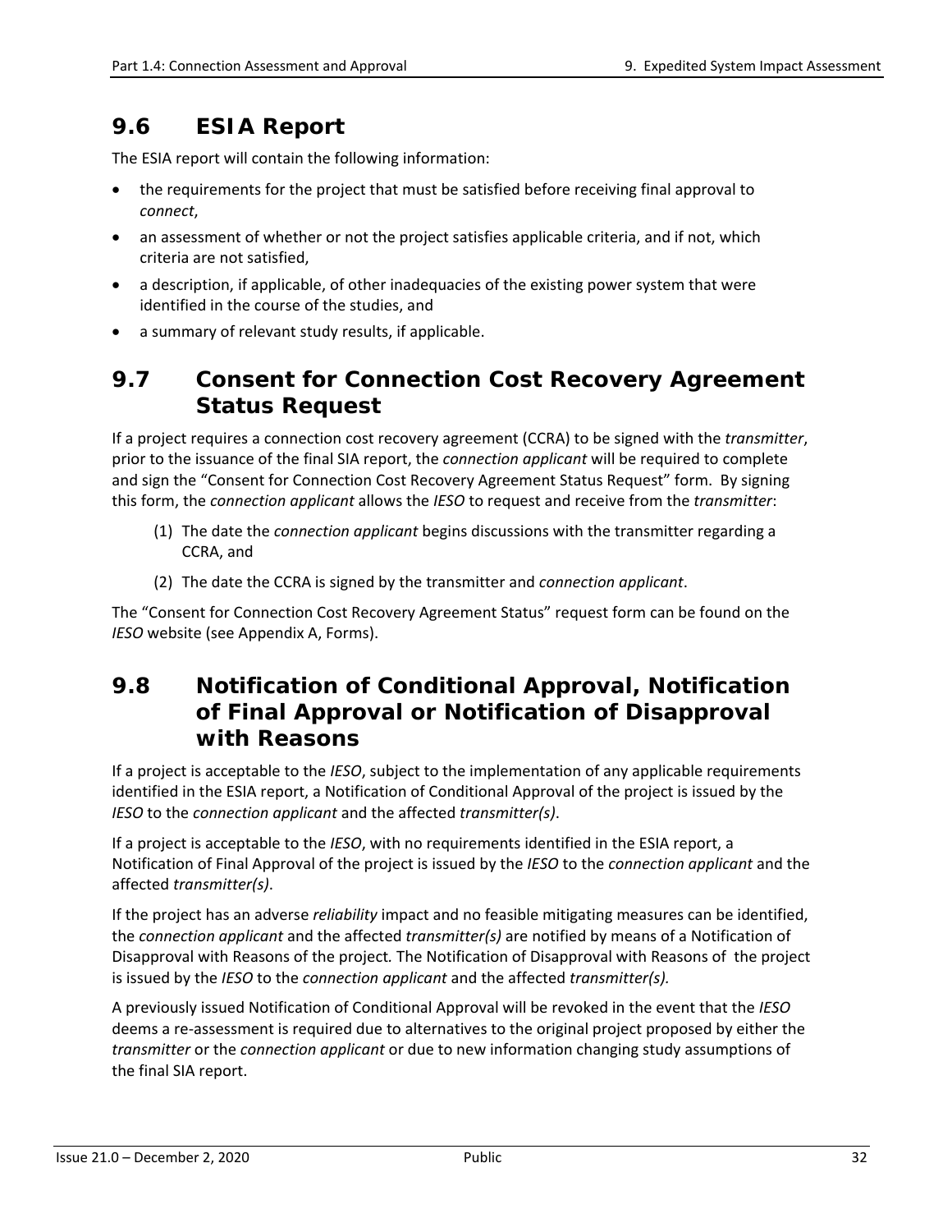## 9.6 ESIA Report

The ESIA report will contain the following information:

- the requirements for the project that must be satisfied before receiving final approval to *connect*,
- an assessment of whether or not the project satisfies applicable criteria, and if not, which criteria are not satisfied,
- a description, if applicable, of other inadequacies of the existing power system that were identified in the course of the studies, and
- a summary of relevant study results, if applicable.

## 9.7 Consent for Connection Cost Recovery Agreement Status Request

If a project requires a connection cost recovery agreement (CCRA) to be signed with the *transmitter*, prior to the issuance of the final SIA report, the *connection applicant* will be required to complete and sign the "Consent for Connection Cost Recovery Agreement Status Request" form. By signing this form, the *connection applicant* allows the *IESO* to request and receive from the *transmitter*:

(1) The date the *connection applicant* begins discussions with the transmitter regarding a CCRA, and

(2) The date the CCRA is signed by the transmitter and *connection applicant*.

The "Consent for Connection Cost Recovery Agreement Status" request form can be found on the *IESO* website (see Appendix A, Forms).

## 9.8 Notification of Conditional Approval, Notification of Final Approval or Notification of Disapproval with Reasons

If a project is acceptable to the *IESO*, subject to the implementation of any applicable requirements identified in the ESIA report, a Notification of Conditional Approval of the project is issued by the *IESO* to the *connection applicant* and the affected *transmitter(s)*.

If a project is acceptable to the *IESO*, with no requirements identified in the ESIA report, a Notification of Final Approval of the project is issued by the *IESO* to the *connection applicant* and the affected *transmitter(s)*.

If the project has an adverse *reliability* impact and no feasible mitigating measures can be identified, the *connection applicant* and the affected *transmitter(s)* are notified by means of a Notification of Disapproval with Reasons of the project. The Notification of Disapproval with Reasons of the project is issued by the *IESO* to the *connection applicant* and the affected *transmitter(s).*

A previously issued Notification of Conditional Approval will be revoked in the event that the *IESO* deems a re-assessment is required due to alternatives to the original project proposed by either the *transmitter* or the *connection applicant* or due to new information changing study assumptions of the final SIA report.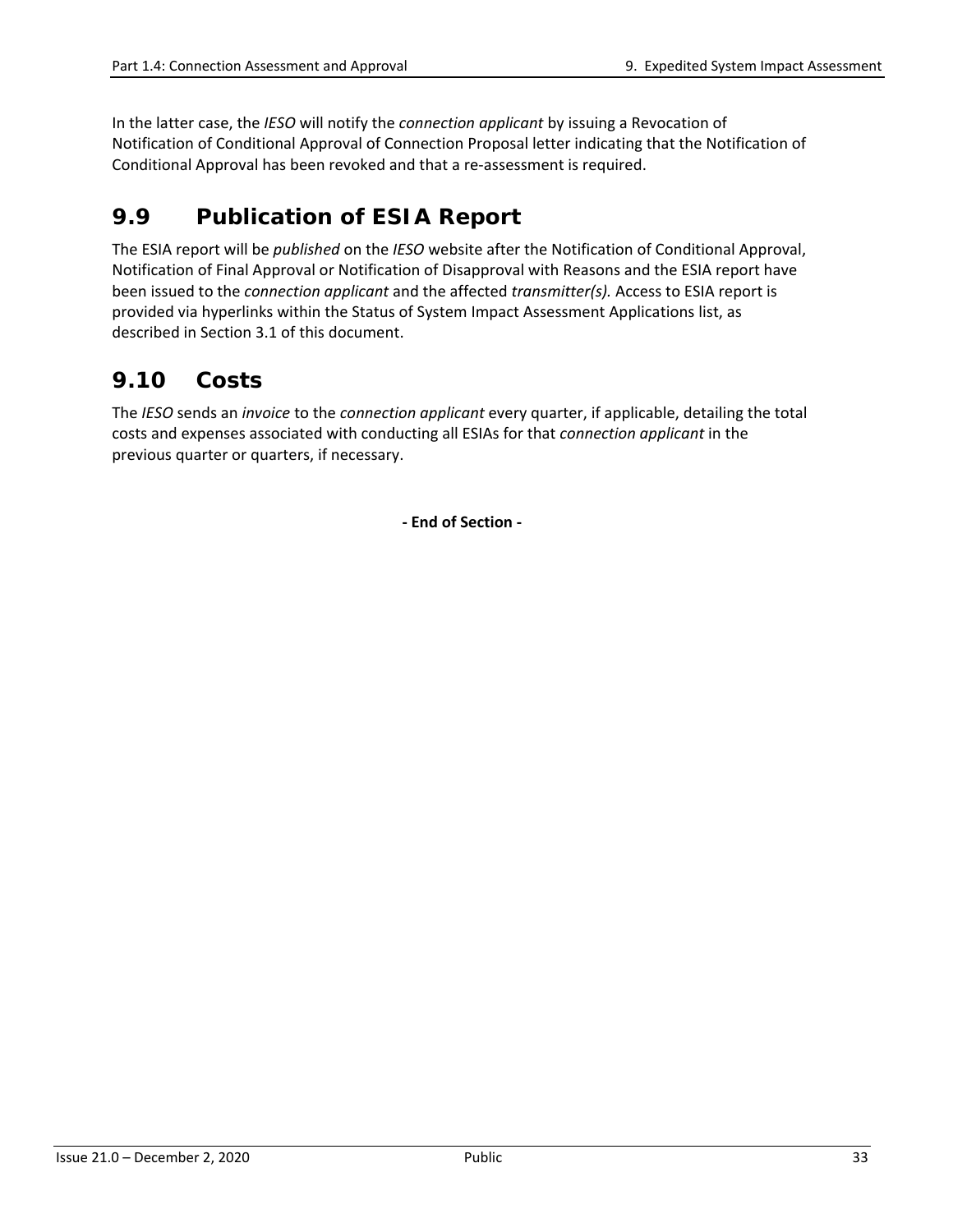In the latter case, the *IESO* will notify the *connection applicant* by issuing a Revocation of Notification of Conditional Approval of Connection Proposal letter indicating that the Notification of Conditional Approval has been revoked and that a re-assessment is required.

## 9.9 Publication of ESIA Report

The ESIA report will be *published* on the *IESO* website after the Notification of Conditional Approval, Notification of Final Approval or Notification of Disapproval with Reasons and the ESIA report have been issued to the *connection applicant* and the affected *transmitter(s).* Access to ESIA report is provided via hyperlinks within the Status of System Impact Assessment Applications list, as described in Section 3.1 of this document.

## 9.10 Costs

The *IESO* sends an *invoice* to the *connection applicant* every quarter, if applicable, detailing the total costs and expenses associated with conducting all ESIAs for that *connection applicant* in the previous quarter or quarters, if necessary.

**- End of Section -**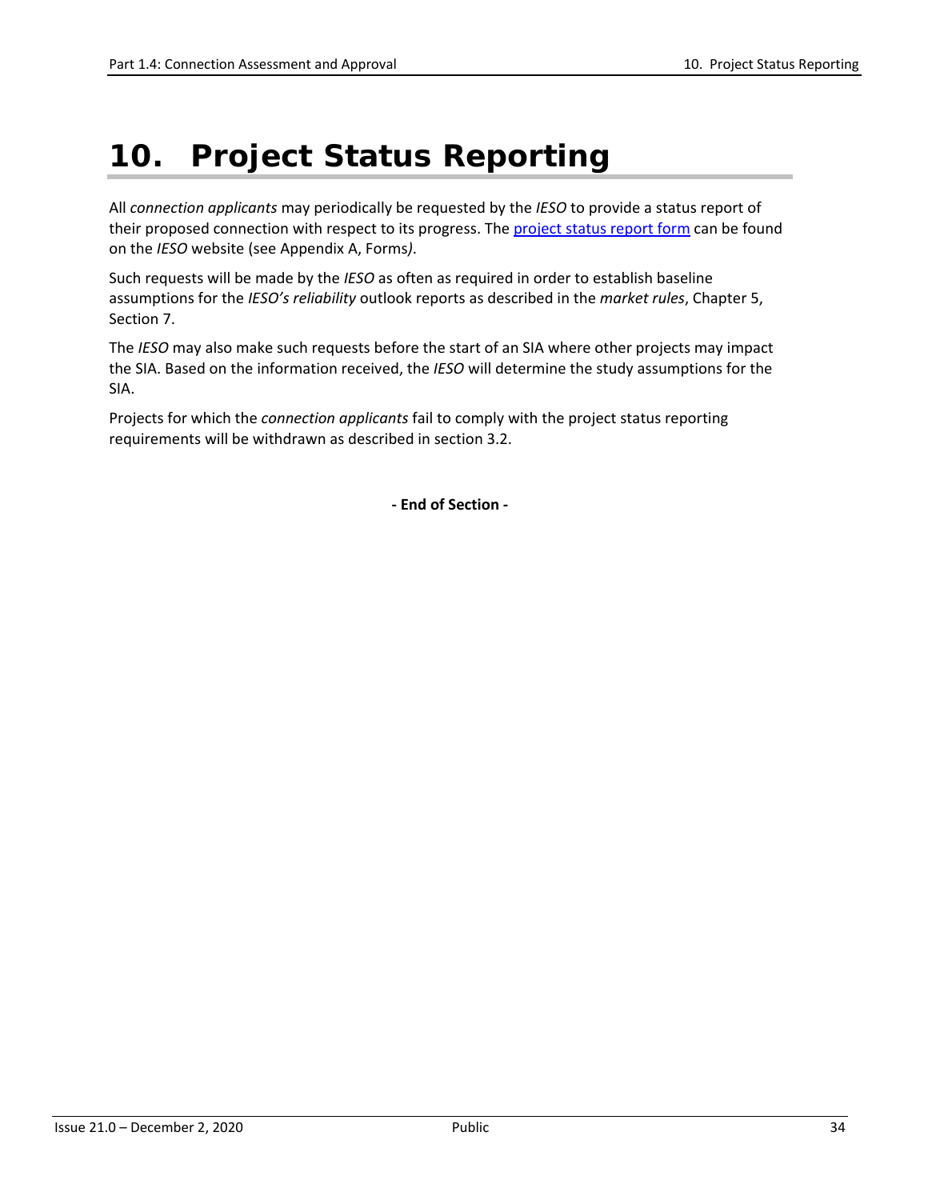# 10. Project Status Reporting

All *connection applicants* may periodically be requested by the *IESO* to provide a status report of their proposed connection with respect to its progress. The project status report form can be found on the *IESO* website (see Appendix A, Forms*)*.

Such requests will be made by the *IESO* as often as required in order to establish baseline assumptions for the *IESO's reliability* outlook reports as described in the *market rules*, Chapter 5, Section 7.

The *IESO* may also make such requests before the start of an SIA where other projects may impact the SIA. Based on the information received, the *IESO* will determine the study assumptions for the SIA.

Projects for which the *connection applicants* fail to comply with the project status reporting requirements will be withdrawn as described in section 3.2.

**- End of Section -**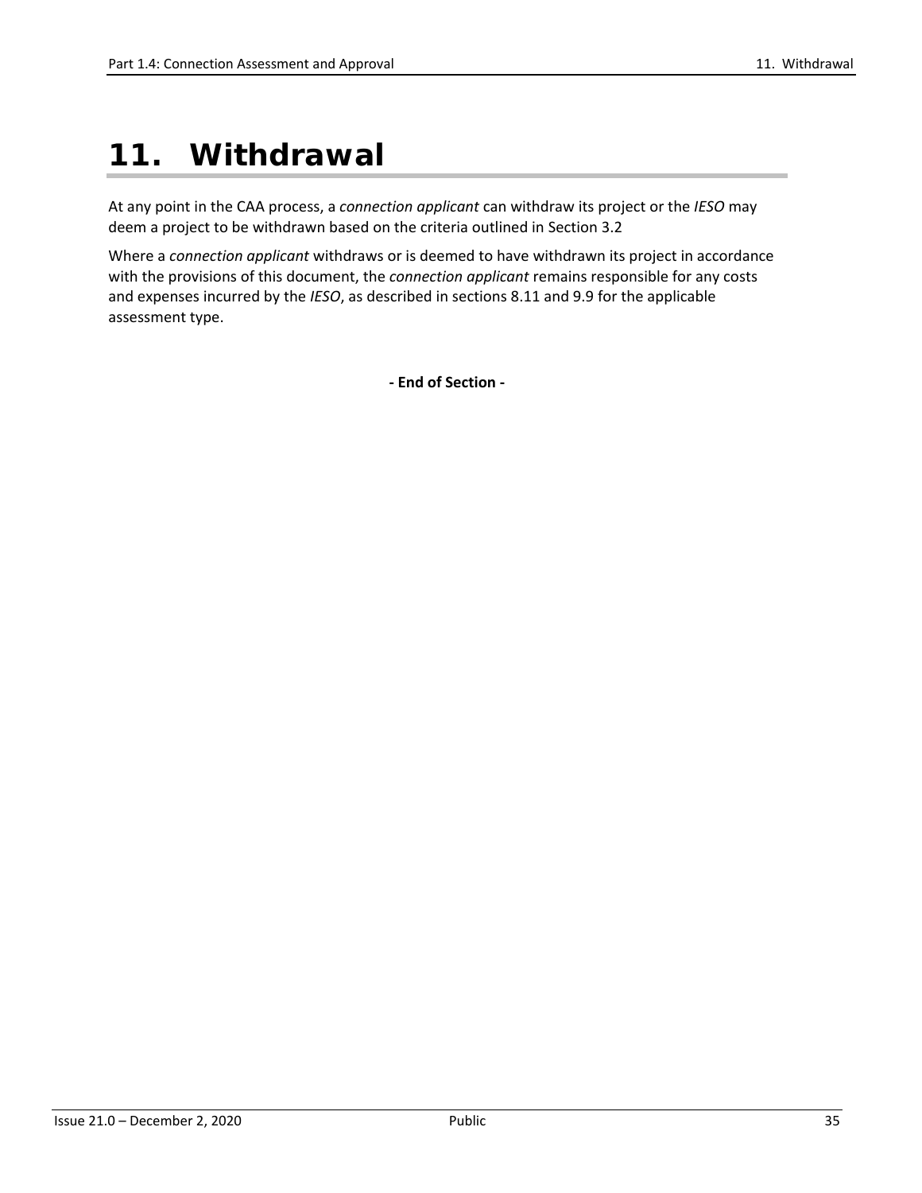# 11. Withdrawal

At any point in the CAA process, a *connection applicant* can withdraw its project or the *IESO* may deem a project to be withdrawn based on the criteria outlined in Section 3.2

Where a *connection applicant* withdraws or is deemed to have withdrawn its project in accordance with the provisions of this document, the *connection applicant* remains responsible for any costs and expenses incurred by the *IESO*, as described in sections 8.11 and 9.9 for the applicable assessment type.

**- End of Section -**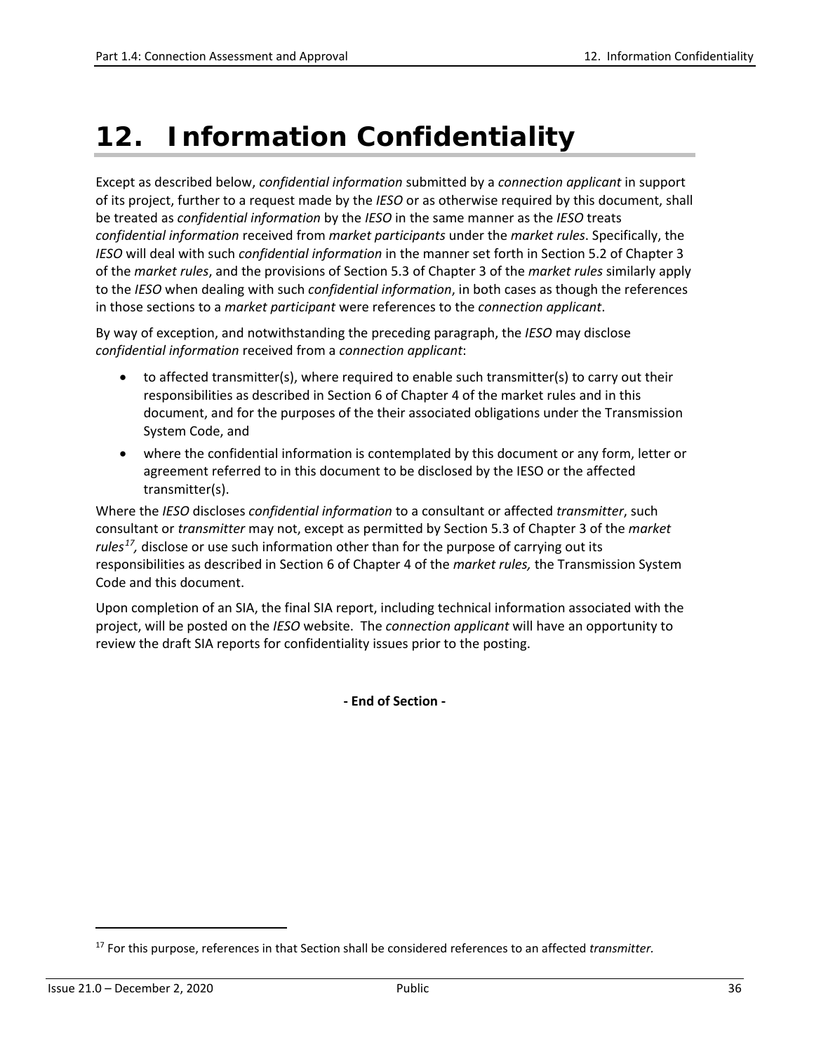# 12. Information Confidentiality

Except as described below, *confidential information* submitted by a *connection applicant* in support of its project, further to a request made by the *IESO* or as otherwise required by this document, shall be treated as *confidential information* by the *IESO* in the same manner as the *IESO* treats *confidential information* received from *market participants* under the *market rules*. Specifically, the *IESO* will deal with such *confidential information* in the manner set forth in Section 5.2 of Chapter 3 of the *market rules*, and the provisions of Section 5.3 of Chapter 3 of the *market rules* similarly apply to the *IESO* when dealing with such *confidential information*, in both cases as though the references in those sections to a *market participant* were references to the *connection applicant*.

By way of exception, and notwithstanding the preceding paragraph, the *IESO* may disclose *confidential information* received from a *connection applicant*:

- to affected transmitter(s), where required to enable such transmitter(s) to carry out their responsibilities as described in Section 6 of Chapter 4 of the market rules and in this document, and for the purposes of the their associated obligations under the Transmission System Code, and
- where the confidential information is contemplated by this document or any form, letter or agreement referred to in this document to be disclosed by the IESO or the affected transmitter(s).

Where the *IESO* discloses *confidential information* to a consultant or affected *transmitter*, such consultant or *transmitter* may not, except as permitted by Section 5.3 of Chapter 3 of the *market rules*[17], disclose or use such information other than for the purpose of carrying out its responsibilities as described in Section 6 of Chapter 4 of the *market rules,* the Transmission System Code and this document.

Upon completion of an SIA, the final SIA report, including technical information associated with the project, will be posted on the *IESO* website. The *connection applicant* will have an opportunity to review the draft SIA reports for confidentiality issues prior to the posting.

**- End of Section -**

[17] For this purpose, references in that Section shall be considered references to an affected *transmitter.*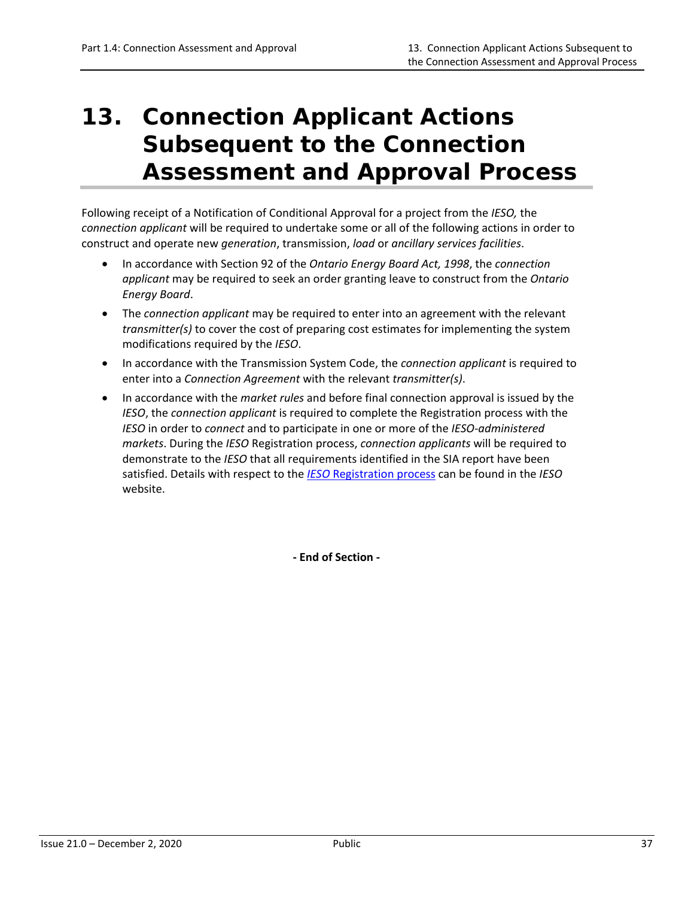# 13. Connection Applicant Actions Subsequent to the Connection Assessment and Approval Process

Following receipt of a Notification of Conditional Approval for a project from the *IESO,* the *connection applicant* will be required to undertake some or all of the following actions in order to construct and operate new *generation*, transmission, *load* or *ancillary services facilities*.

- In accordance with Section 92 of the *Ontario Energy Board Act, 1998*, the *connection applicant* may be required to seek an order granting leave to construct from the *Ontario Energy Board*.
- The *connection applicant* may be required to enter into an agreement with the relevant *transmitter(s)* to cover the cost of preparing cost estimates for implementing the system modifications required by the *IESO*.
- In accordance with the Transmission System Code, the *connection applicant* is required to enter into a *Connection Agreement* with the relevant *transmitter(s)*.
- In accordance with the *market rules* and before final connection approval is issued by the *IESO*, the *connection applicant* is required to complete the Registration process with the *IESO* in order to *connect* and to participate in one or more of the *IESO-administered markets*. During the *IESO* Registration process, *connection applicants* will be required to demonstrate to the *IESO* that all requirements identified in the SIA report have been satisfied. Details with respect to the *IESO* Registration process can be found in the *IESO* website.

**- End of Section -**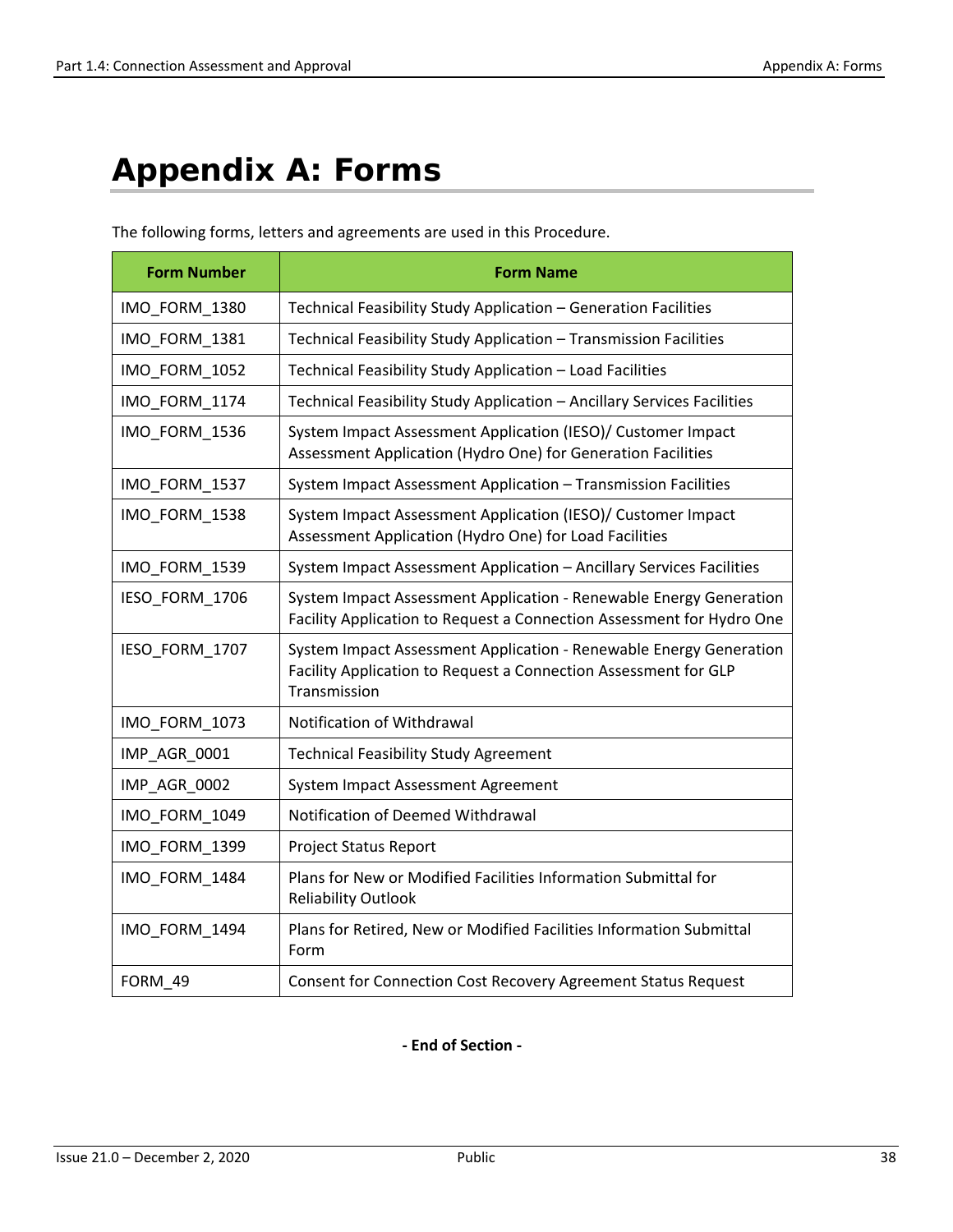# Appendix A: Forms

The following forms, letters and agreements are used in this Procedure.

| Form Number | Form Name |
|---|---|
| IMO_FORM_1380 | Technical Feasibility Study Application – Generation Facilities |
| IMO_FORM_1381 | Technical Feasibility Study Application – Transmission Facilities |
| IMO_FORM_1052 | Technical Feasibility Study Application – Load Facilities |
| IMO_FORM_1174 | Technical Feasibility Study Application – Ancillary Services Facilities |
| IMO_FORM_1536 | System Impact Assessment Application (IESO)/ Customer Impact Assessment Application (Hydro One) for Generation Facilities |
| IMO_FORM_1537 | System Impact Assessment Application – Transmission Facilities |
| IMO_FORM_1538 | System Impact Assessment Application (IESO)/ Customer Impact Assessment Application (Hydro One) for Load Facilities |
| IMO_FORM_1539 | System Impact Assessment Application – Ancillary Services Facilities |
| IESO_FORM_1706 | System Impact Assessment Application - Renewable Energy Generation Facility Application to Request a Connection Assessment for Hydro One |
| IESO_FORM_1707 | System Impact Assessment Application - Renewable Energy Generation Facility Application to Request a Connection Assessment for GLP Transmission |
| IMO_FORM_1073 | Notification of Withdrawal |
| IMP_AGR_0001 | Technical Feasibility Study Agreement |
| IMP_AGR_0002 | System Impact Assessment Agreement |
| IMO_FORM_1049 | Notification of Deemed Withdrawal |
| IMO_FORM_1399 | Project Status Report |
| IMO_FORM_1484 | Plans for New or Modified Facilities Information Submittal for Reliability Outlook |
| IMO_FORM_1494 | Plans for Retired, New or Modified Facilities Information Submittal Form |
| FORM_49 | Consent for Connection Cost Recovery Agreement Status Request |

**- End of Section -**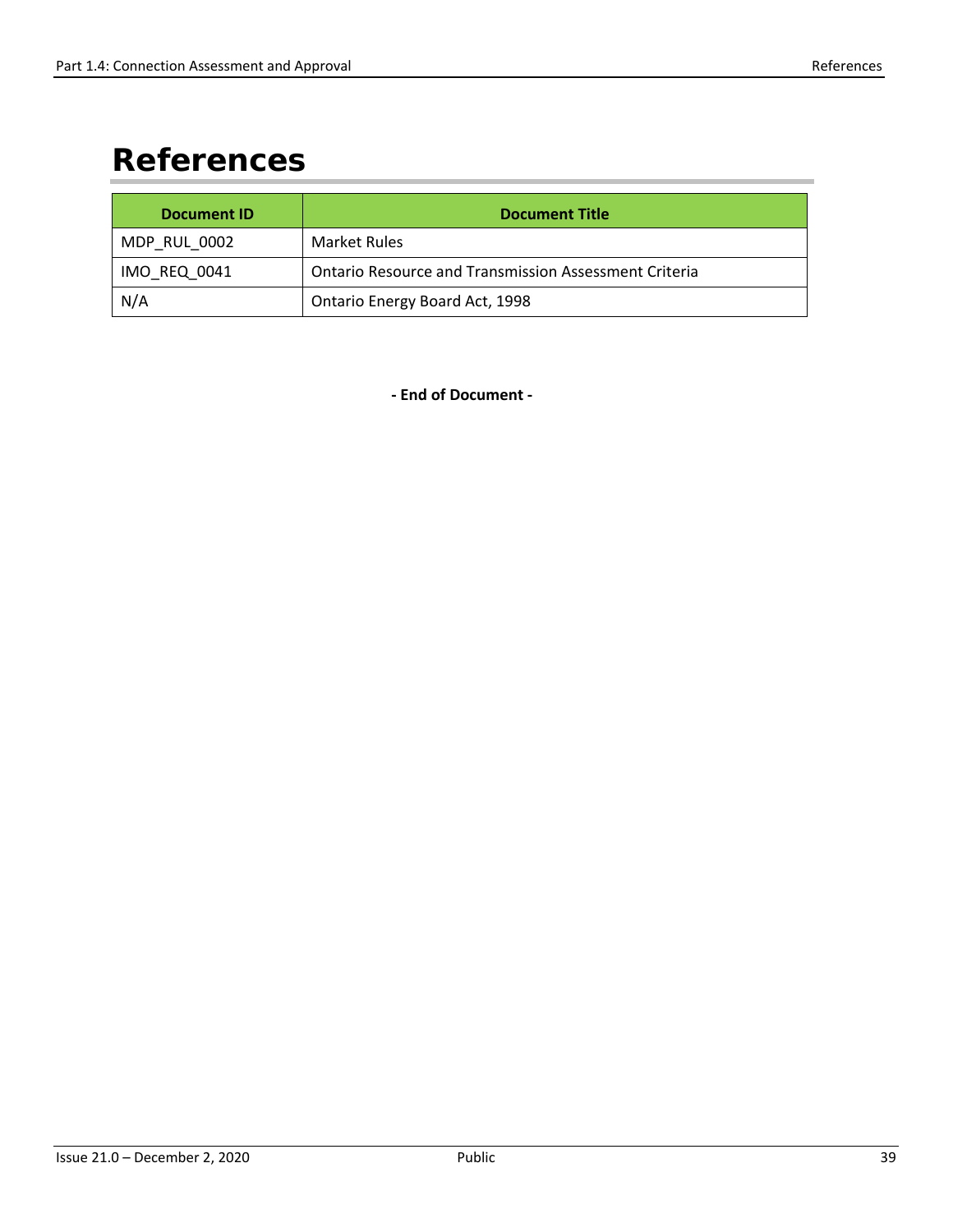# References

| Document ID | Document Title |
| --- | --- |
| MDP_RUL_0002 | Market Rules |
| IMO_REQ_0041 | Ontario Resource and Transmission Assessment Criteria |
| N/A | Ontario Energy Board Act, 1998 |

**- End of Document -**